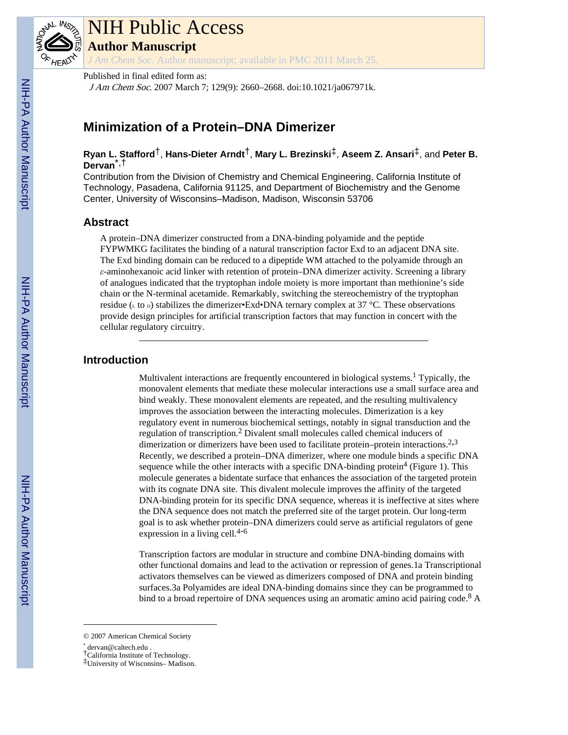NIH Public Access

**Author Manuscript**

*J Am Chem Soc*. Author manuscript; available in PMC 2011 March 25.

Published in final edited form as:

*J Am Chem Soc*. 2007 March 7; 129(9): 2660–2668. doi:10.1021/ja067971k.

# Minimization of a Protein–DNA Dimerizer

**Ryan L. Stafford**[†], **Hans-Dieter Arndt**[†], **Mary L. Brezinski**[‡], **Aseem Z. Ansari**[‡], and **Peter B. Dervan**[*,†]

Contribution from the Division of Chemistry and Chemical Engineering, California Institute of Technology, Pasadena, California 91125, and Department of Biochemistry and the Genome Center, University of Wisconsins–Madison, Madison, Wisconsin 53706

## Abstract

A protein–DNA dimerizer constructed from a DNA-binding polyamide and the peptide FYPWMKG facilitates the binding of a natural transcription factor Exd to an adjacent DNA site. The Exd binding domain can be reduced to a dipeptide WM attached to the polyamide through an *ε*-aminohexanoic acid linker with retention of protein–DNA dimerizer activity. Screening a library of analogues indicated that the tryptophan indole moiety is more important than methionine's side chain or the N-terminal acetamide. Remarkably, switching the stereochemistry of the tryptophan residue (L to D) stabilizes the dimerizer•Exd•DNA ternary complex at 37 °C. These observations provide design principles for artificial transcription factors that may function in concert with the cellular regulatory circuitry.

## Introduction

Multivalent interactions are frequently encountered in biological systems.[1] Typically, the monovalent elements that mediate these molecular interactions use a small surface area and bind weakly. These monovalent elements are repeated, and the resulting multivalency improves the association between the interacting molecules. Dimerization is a key regulatory event in numerous biochemical settings, notably in signal transduction and the regulation of transcription.[2] Divalent small molecules called chemical inducers of dimerization or dimerizers have been used to facilitate protein–protein interactions.[2,3] Recently, we described a protein–DNA dimerizer, where one module binds a specific DNA sequence while the other interacts with a specific DNA-binding protein[4] (Figure 1). This molecule generates a bidentate surface that enhances the association of the targeted protein with its cognate DNA site. This divalent molecule improves the affinity of the targeted DNA-binding protein for its specific DNA sequence, whereas it is ineffective at sites where the DNA sequence does not match the preferred site of the target protein. Our long-term goal is to ask whether protein–DNA dimerizers could serve as artificial regulators of gene expression in a living cell.[4-6]

Transcription factors are modular in structure and combine DNA-binding domains with other functional domains and lead to the activation or repression of genes.1a Transcriptional activators themselves can be viewed as dimerizers composed of DNA and protein binding surfaces.3a Polyamides are ideal DNA-binding domains since they can be programmed to bind to a broad repertoire of DNA sequences using an aromatic amino acid pairing code.[8] A

© 2007 American Chemical Society

[*] dervan@caltech.edu .

[†] California Institute of Technology.

[‡] University of Wisconsins– Madison.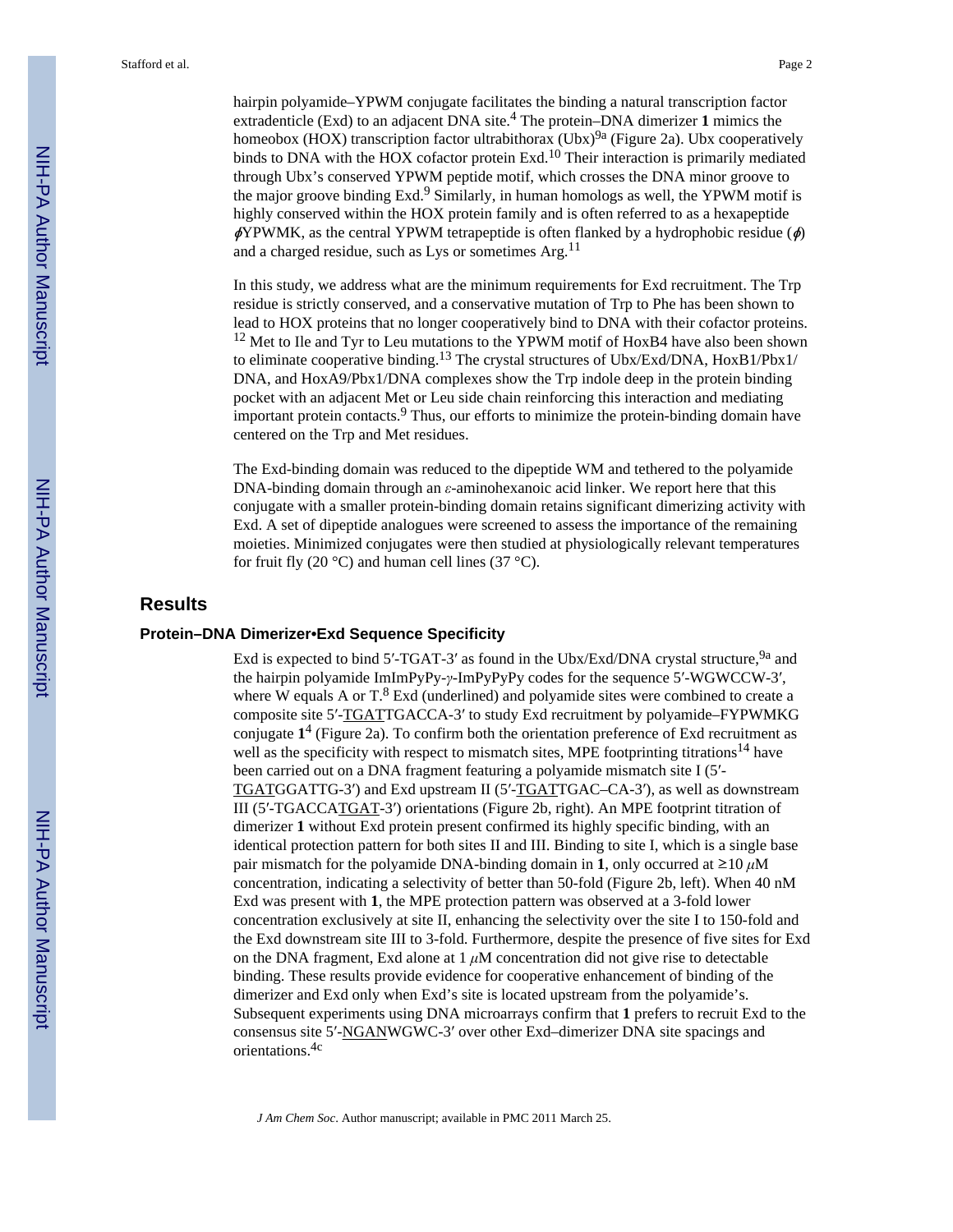hairpin polyamide–YPWM conjugate facilitates the binding a natural transcription factor extradenticle (Exd) to an adjacent DNA site.[4] The protein–DNA dimerizer **1** mimics the homeobox (HOX) transcription factor ultrabithorax (Ubx)[9a] (Figure 2a). Ubx cooperatively binds to DNA with the HOX cofactor protein Exd.[10] Their interaction is primarily mediated through Ubx's conserved YPWM peptide motif, which crosses the DNA minor groove to the major groove binding Exd.[9] Similarly, in human homologs as well, the YPWM motif is highly conserved within the HOX protein family and is often referred to as a hexapeptide $\phi$YPWMK, as the central YPWM tetrapeptide is often flanked by a hydrophobic residue ($\phi$) and a charged residue, such as Lys or sometimes Arg.[11]

In this study, we address what are the minimum requirements for Exd recruitment. The Trp residue is strictly conserved, and a conservative mutation of Trp to Phe has been shown to lead to HOX proteins that no longer cooperatively bind to DNA with their cofactor proteins.[12] Met to Ile and Tyr to Leu mutations to the YPWM motif of HoxB4 have also been shown to eliminate cooperative binding.[13] The crystal structures of Ubx/Exd/DNA, HoxB1/Pbx1/DNA, and HoxA9/Pbx1/DNA complexes show the Trp indole deep in the protein binding pocket with an adjacent Met or Leu side chain reinforcing this interaction and mediating important protein contacts.[9] Thus, our efforts to minimize the protein-binding domain have centered on the Trp and Met residues.

The Exd-binding domain was reduced to the dipeptide WM and tethered to the polyamide DNA-binding domain through an $\varepsilon$-aminohexanoic acid linker. We report here that this conjugate with a smaller protein-binding domain retains significant dimerizing activity with Exd. A set of dipeptide analogues were screened to assess the importance of the remaining moieties. Minimized conjugates were then studied at physiologically relevant temperatures for fruit fly (20 °C) and human cell lines (37 °C).

## Results

### Protein–DNA Dimerizer•Exd Sequence Specificity

Exd is expected to bind 5′-TGAT-3′ as found in the Ubx/Exd/DNA crystal structure,[9a] and the hairpin polyamide ImImPyPy-$\gamma$-ImPyPyPy codes for the sequence 5′-WGWCCW-3′, where W equals A or T.[8] Exd (underlined) and polyamide sites were combined to create a composite site 5′-<u>TGAT</u>TGACCA-3′ to study Exd recruitment by polyamide–FYPWMKG conjugate **1**[4] (Figure 2a). To confirm both the orientation preference of Exd recruitment as well as the specificity with respect to mismatch sites, MPE footprinting titrations[14] have been carried out on a DNA fragment featuring a polyamide mismatch site I (5′-<u>TGAT</u>GGATTG-3′) and Exd upstream II (5′-<u>TGAT</u>TGAC–CA-3′), as well as downstream III (5′-TGACCA<u>TGAT</u>-3′) orientations (Figure 2b, right). An MPE footprint titration of dimerizer **1** without Exd protein present confirmed its highly specific binding, with an identical protection pattern for both sites II and III. Binding to site I, which is a single base pair mismatch for the polyamide DNA-binding domain in **1**, only occurred at ≥10 $\mu$M concentration, indicating a selectivity of better than 50-fold (Figure 2b, left). When 40 nM Exd was present with **1**, the MPE protection pattern was observed at a 3-fold lower concentration exclusively at site II, enhancing the selectivity over the site I to 150-fold and the Exd downstream site III to 3-fold. Furthermore, despite the presence of five sites for Exd on the DNA fragment, Exd alone at 1 $\mu$M concentration did not give rise to detectable binding. These results provide evidence for cooperative enhancement of binding of the dimerizer and Exd only when Exd's site is located upstream from the polyamide's. Subsequent experiments using DNA microarrays confirm that **1** prefers to recruit Exd to the consensus site 5′-<u>NGAN</u>WGWC-3′ over other Exd–dimerizer DNA site spacings and orientations.[4c]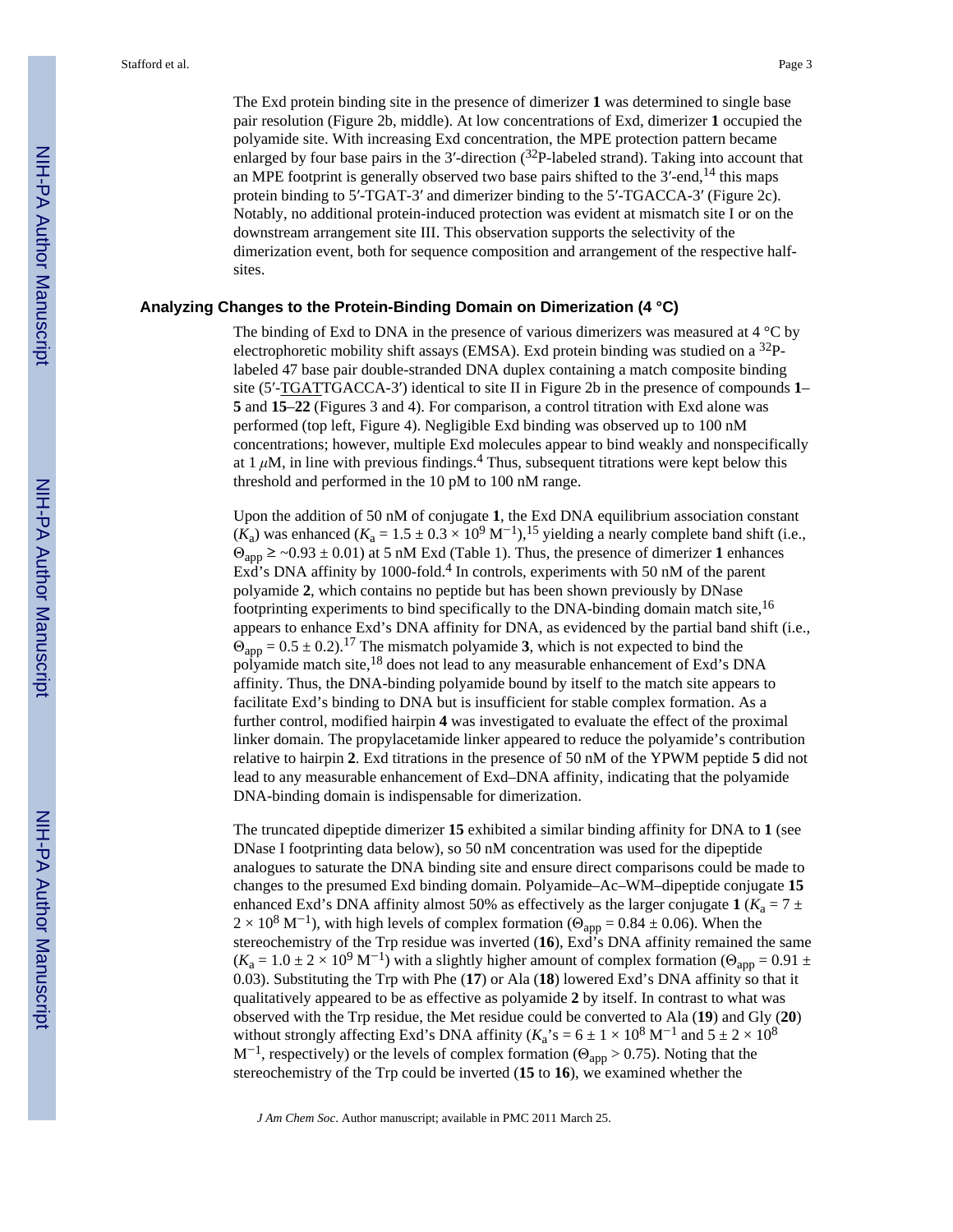The Exd protein binding site in the presence of dimerizer **1** was determined to single base pair resolution (Figure 2b, middle). At low concentrations of Exd, dimerizer **1** occupied the polyamide site. With increasing Exd concentration, the MPE protection pattern became enlarged by four base pairs in the 3′-direction ($^{32}$P-labeled strand). Taking into account that an MPE footprint is generally observed two base pairs shifted to the 3′-end,[14] this maps protein binding to 5′-TGAT-3′ and dimerizer binding to the 5′-TGACCA-3′ (Figure 2c). Notably, no additional protein-induced protection was evident at mismatch site I or on the downstream arrangement site III. This observation supports the selectivity of the dimerization event, both for sequence composition and arrangement of the respective half-sites.

### Analyzing Changes to the Protein-Binding Domain on Dimerization (4 °C)

The binding of Exd to DNA in the presence of various dimerizers was measured at 4 °C by electrophoretic mobility shift assays (EMSA). Exd protein binding was studied on a $^{32}$P-labeled 47 base pair double-stranded DNA duplex containing a match composite binding site (5′-TGATTGACCA-3′) identical to site II in Figure 2b in the presence of compounds **1**–**5** and **15**–**22** (Figures 3 and 4). For comparison, a control titration with Exd alone was performed (top left, Figure 4). Negligible Exd binding was observed up to 100 nM concentrations; however, multiple Exd molecules appear to bind weakly and nonspecifically at 1 $\mu$M, in line with previous findings.[4] Thus, subsequent titrations were kept below this threshold and performed in the 10 pM to 100 nM range.

Upon the addition of 50 nM of conjugate **1**, the Exd DNA equilibrium association constant ($K_a$) was enhanced ($K_a = 1.5 \pm 0.3 \times 10^9$ M$^{-1}$),[15] yielding a nearly complete band shift (i.e., $\Theta_{app} \geq \sim 0.93 \pm 0.01$) at 5 nM Exd (Table 1). Thus, the presence of dimerizer **1** enhances Exd's DNA affinity by 1000-fold.[4] In controls, experiments with 50 nM of the parent polyamide **2**, which contains no peptide but has been shown previously by DNase footprinting experiments to bind specifically to the DNA-binding domain match site,[16] appears to enhance Exd's DNA affinity for DNA, as evidenced by the partial band shift (i.e., $\Theta_{app} = 0.5 \pm 0.2$).[17] The mismatch polyamide **3**, which is not expected to bind the polyamide match site,[18] does not lead to any measurable enhancement of Exd's DNA affinity. Thus, the DNA-binding polyamide bound by itself to the match site appears to facilitate Exd's binding to DNA but is insufficient for stable complex formation. As a further control, modified hairpin **4** was investigated to evaluate the effect of the proximal linker domain. The propylacetamide linker appeared to reduce the polyamide's contribution relative to hairpin **2**. Exd titrations in the presence of 50 nM of the YPWM peptide **5** did not lead to any measurable enhancement of Exd–DNA affinity, indicating that the polyamide DNA-binding domain is indispensable for dimerization.

The truncated dipeptide dimerizer **15** exhibited a similar binding affinity for DNA to **1** (see DNase I footprinting data below), so 50 nM concentration was used for the dipeptide analogues to saturate the DNA binding site and ensure direct comparisons could be made to changes to the presumed Exd binding domain. Polyamide–Ac–WM–dipeptide conjugate **15** enhanced Exd's DNA affinity almost 50% as effectively as the larger conjugate **1** ($K_a = 7 \pm 2 \times 10^8$ M$^{-1}$), with high levels of complex formation ($\Theta_{app} = 0.84 \pm 0.06$). When the stereochemistry of the Trp residue was inverted (**16**), Exd's DNA affinity remained the same ($K_a = 1.0 \pm 2 \times 10^9$ M$^{-1}$) with a slightly higher amount of complex formation ($\Theta_{app} = 0.91 \pm 0.03$). Substituting the Trp with Phe (**17**) or Ala (**18**) lowered Exd's DNA affinity so that it qualitatively appeared to be as effective as polyamide **2** by itself. In contrast to what was observed with the Trp residue, the Met residue could be converted to Ala (**19**) and Gly (**20**) without strongly affecting Exd's DNA affinity ($K_a$'s = $6 \pm 1 \times 10^8$ M$^{-1}$ and $5 \pm 2 \times 10^8$ M$^{-1}$, respectively) or the levels of complex formation ($\Theta_{app} > 0.75$). Noting that the stereochemistry of the Trp could be inverted (**15** to **16**), we examined whether the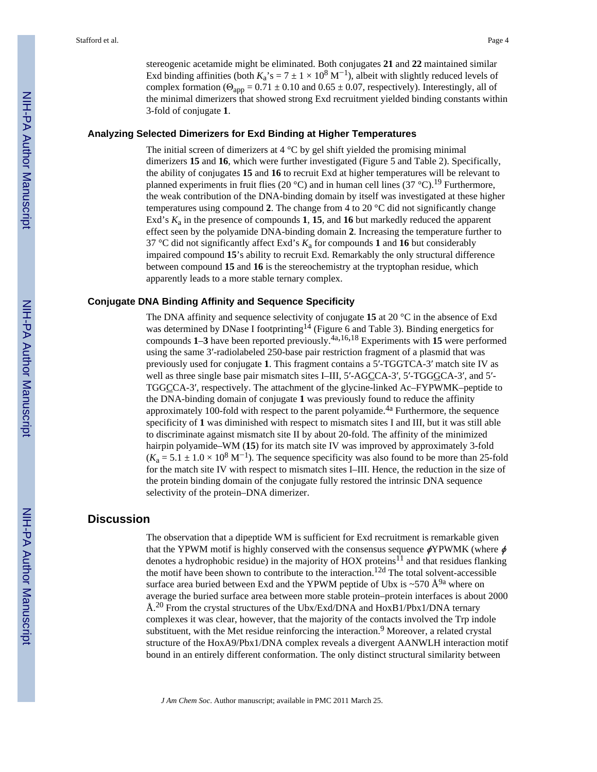stereogenic acetamide might be eliminated. Both conjugates **21** and **22** maintained similar Exd binding affinities (both $K_a$'s = 7 ± 1 × $10^8$ $M^{-1}$), albeit with slightly reduced levels of complex formation ($\Theta_{app}$ = 0.71 ± 0.10 and 0.65 ± 0.07, respectively). Interestingly, all of the minimal dimerizers that showed strong Exd recruitment yielded binding constants within 3-fold of conjugate **1**.

### Analyzing Selected Dimerizers for Exd Binding at Higher Temperatures

The initial screen of dimerizers at 4 °C by gel shift yielded the promising minimal dimerizers **15** and **16**, which were further investigated (Figure 5 and Table 2). Specifically, the ability of conjugates **15** and **16** to recruit Exd at higher temperatures will be relevant to planned experiments in fruit flies (20 °C) and in human cell lines (37 °C).[19] Furthermore, the weak contribution of the DNA-binding domain by itself was investigated at these higher temperatures using compound **2**. The change from 4 to 20 °C did not significantly change Exd's $K_a$ in the presence of compounds **1**, **15**, and **16** but markedly reduced the apparent effect seen by the polyamide DNA-binding domain **2**. Increasing the temperature further to 37 °C did not significantly affect Exd's $K_a$ for compounds **1** and **16** but considerably impaired compound **15**'s ability to recruit Exd. Remarkably the only structural difference between compound **15** and **16** is the stereochemistry at the tryptophan residue, which apparently leads to a more stable ternary complex.

### Conjugate DNA Binding Affinity and Sequence Specificity

The DNA affinity and sequence selectivity of conjugate **15** at 20 °C in the absence of Exd was determined by DNase I footprinting[14] (Figure 6 and Table 3). Binding energetics for compounds **1**–**3** have been reported previously.[4a,16,18] Experiments with **15** were performed using the same 3′-radiolabeled 250-base pair restriction fragment of a plasmid that was previously used for conjugate **1**. This fragment contains a 5′-TGGTCA-3′ match site IV as well as three single base pair mismatch sites I–III, 5′-AG<u>C</u>CA-3′, 5′-TGG<u>G</u>CA-3′, and 5′-TGG<u>C</u>CA-3′, respectively. The attachment of the glycine-linked Ac–FYPWMK–peptide to the DNA-binding domain of conjugate **1** was previously found to reduce the affinity approximately 100-fold with respect to the parent polyamide.[4a] Furthermore, the sequence specificity of **1** was diminished with respect to mismatch sites I and III, but it was still able to discriminate against mismatch site II by about 20-fold. The affinity of the minimized hairpin polyamide–WM (**15**) for its match site IV was improved by approximately 3-fold ($K_a$ = 5.1 ± 1.0 × $10^8$ $M^{-1}$). The sequence specificity was also found to be more than 25-fold for the match site IV with respect to mismatch sites I–III. Hence, the reduction in the size of the protein binding domain of the conjugate fully restored the intrinsic DNA sequence selectivity of the protein–DNA dimerizer.

## Discussion

The observation that a dipeptide WM is sufficient for Exd recruitment is remarkable given that the YPWM motif is highly conserved with the consensus sequence $\phi$YPWMK (where $\phi$ denotes a hydrophobic residue) in the majority of HOX proteins[11] and that residues flanking the motif have been shown to contribute to the interaction.[12d] The total solvent-accessible surface area buried between Exd and the YPWM peptide of Ubx is ~570 Å[9a] where on average the buried surface area between more stable protein–protein interfaces is about 2000 Å.[20] From the crystal structures of the Ubx/Exd/DNA and HoxB1/Pbx1/DNA ternary complexes it was clear, however, that the majority of the contacts involved the Trp indole substituent, with the Met residue reinforcing the interaction.[9] Moreover, a related crystal structure of the HoxA9/Pbx1/DNA complex reveals a divergent AANWLH interaction motif bound in an entirely different conformation. The only distinct structural similarity between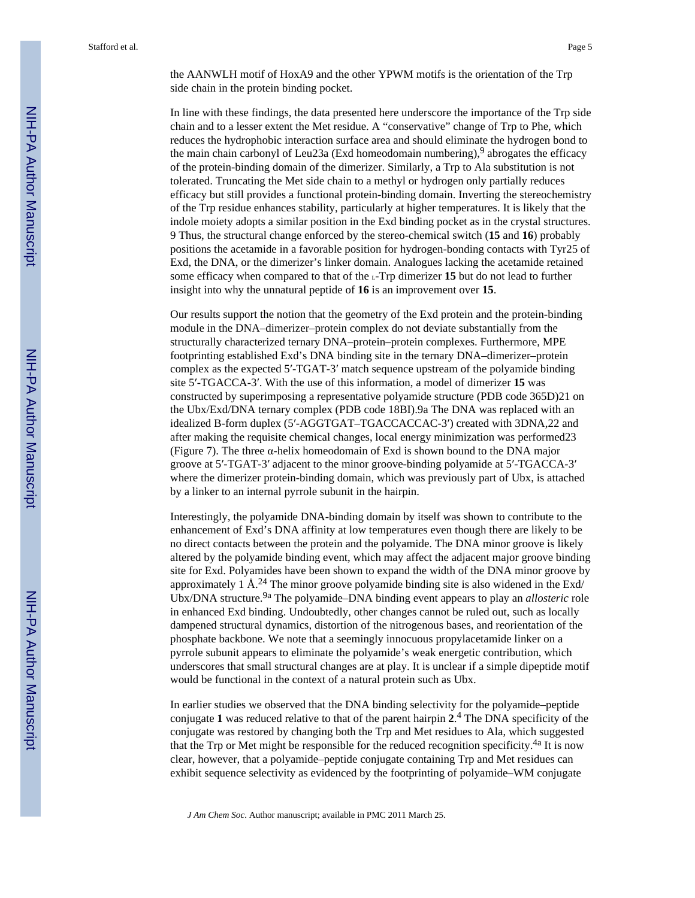the AANWLH motif of HoxA9 and the other YPWM motifs is the orientation of the Trp side chain in the protein binding pocket.

In line with these findings, the data presented here underscore the importance of the Trp side chain and to a lesser extent the Met residue. A "conservative" change of Trp to Phe, which reduces the hydrophobic interaction surface area and should eliminate the hydrogen bond to the main chain carbonyl of Leu23a (Exd homeodomain numbering),[9] abrogates the efficacy of the protein-binding domain of the dimerizer. Similarly, a Trp to Ala substitution is not tolerated. Truncating the Met side chain to a methyl or hydrogen only partially reduces efficacy but still provides a functional protein-binding domain. Inverting the stereochemistry of the Trp residue enhances stability, particularly at higher temperatures. It is likely that the indole moiety adopts a similar position in the Exd binding pocket as in the crystal structures. 9 Thus, the structural change enforced by the stereo-chemical switch (**15** and **16**) probably positions the acetamide in a favorable position for hydrogen-bonding contacts with Tyr25 of Exd, the DNA, or the dimerizer's linker domain. Analogues lacking the acetamide retained some efficacy when compared to that of the L-Trp dimerizer **15** but do not lead to further insight into why the unnatural peptide of **16** is an improvement over **15**.

Our results support the notion that the geometry of the Exd protein and the protein-binding module in the DNA–dimerizer–protein complex do not deviate substantially from the structurally characterized ternary DNA–protein–protein complexes. Furthermore, MPE footprinting established Exd's DNA binding site in the ternary DNA–dimerizer–protein complex as the expected 5′-TGAT-3′ match sequence upstream of the polyamide binding site 5′-TGACCA-3′. With the use of this information, a model of dimerizer **15** was constructed by superimposing a representative polyamide structure (PDB code 365D)21 on the Ubx/Exd/DNA ternary complex (PDB code 18BI).9a The DNA was replaced with an idealized B-form duplex (5′-AGGTGAT–TGACCACCAC-3′) created with 3DNA,22 and after making the requisite chemical changes, local energy minimization was performed23 (Figure 7). The three α-helix homeodomain of Exd is shown bound to the DNA major groove at 5′-TGAT-3′ adjacent to the minor groove-binding polyamide at 5′-TGACCA-3′ where the dimerizer protein-binding domain, which was previously part of Ubx, is attached by a linker to an internal pyrrole subunit in the hairpin.

Interestingly, the polyamide DNA-binding domain by itself was shown to contribute to the enhancement of Exd's DNA affinity at low temperatures even though there are likely to be no direct contacts between the protein and the polyamide. The DNA minor groove is likely altered by the polyamide binding event, which may affect the adjacent major groove binding site for Exd. Polyamides have been shown to expand the width of the DNA minor groove by approximately 1 Å.[24] The minor groove polyamide binding site is also widened in the Exd/Ubx/DNA structure.[9a] The polyamide–DNA binding event appears to play an *allosteric* role in enhanced Exd binding. Undoubtedly, other changes cannot be ruled out, such as locally dampened structural dynamics, distortion of the nitrogenous bases, and reorientation of the phosphate backbone. We note that a seemingly innocuous propylacetamide linker on a pyrrole subunit appears to eliminate the polyamide's weak energetic contribution, which underscores that small structural changes are at play. It is unclear if a simple dipeptide motif would be functional in the context of a natural protein such as Ubx.

In earlier studies we observed that the DNA binding selectivity for the polyamide–peptide conjugate **1** was reduced relative to that of the parent hairpin **2**.[4] The DNA specificity of the conjugate was restored by changing both the Trp and Met residues to Ala, which suggested that the Trp or Met might be responsible for the reduced recognition specificity.[4a] It is now clear, however, that a polyamide–peptide conjugate containing Trp and Met residues can exhibit sequence selectivity as evidenced by the footprinting of polyamide–WM conjugate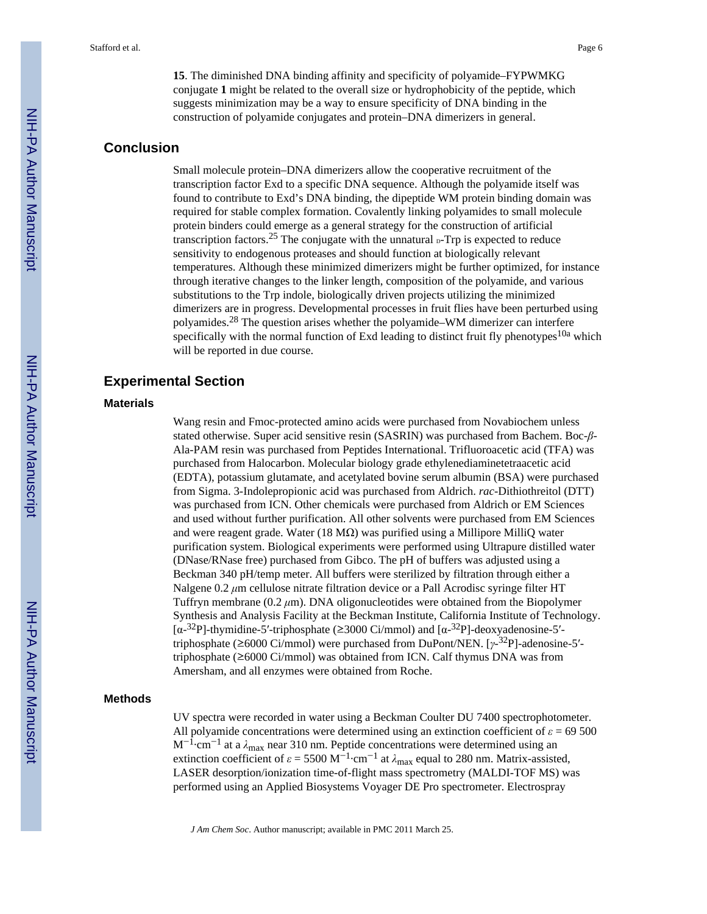**15**. The diminished DNA binding affinity and specificity of polyamide–FYPWMKG conjugate **1** might be related to the overall size or hydrophobicity of the peptide, which suggests minimization may be a way to ensure specificity of DNA binding in the construction of polyamide conjugates and protein–DNA dimerizers in general.

## Conclusion

Small molecule protein–DNA dimerizers allow the cooperative recruitment of the transcription factor Exd to a specific DNA sequence. Although the polyamide itself was found to contribute to Exd's DNA binding, the dipeptide WM protein binding domain was required for stable complex formation. Covalently linking polyamides to small molecule protein binders could emerge as a general strategy for the construction of artificial transcription factors.[25] The conjugate with the unnatural D-Trp is expected to reduce sensitivity to endogenous proteases and should function at biologically relevant temperatures. Although these minimized dimerizers might be further optimized, for instance through iterative changes to the linker length, composition of the polyamide, and various substitutions to the Trp indole, biologically driven projects utilizing the minimized dimerizers are in progress. Developmental processes in fruit flies have been perturbed using polyamides.[28] The question arises whether the polyamide–WM dimerizer can interfere specifically with the normal function of Exd leading to distinct fruit fly phenotypes[10a] which will be reported in due course.

## Experimental Section

### Materials

Wang resin and Fmoc-protected amino acids were purchased from Novabiochem unless stated otherwise. Super acid sensitive resin (SASRIN) was purchased from Bachem. Boc-*β*-Ala-PAM resin was purchased from Peptides International. Trifluoroacetic acid (TFA) was purchased from Halocarbon. Molecular biology grade ethylenediaminetetraacetic acid (EDTA), potassium glutamate, and acetylated bovine serum albumin (BSA) were purchased from Sigma. 3-Indolepropionic acid was purchased from Aldrich. *rac*-Dithiothreitol (DTT) was purchased from ICN. Other chemicals were purchased from Aldrich or EM Sciences and used without further purification. All other solvents were purchased from EM Sciences and were reagent grade. Water (18 MΩ) was purified using a Millipore MilliQ water purification system. Biological experiments were performed using Ultrapure distilled water (DNase/RNase free) purchased from Gibco. The pH of buffers was adjusted using a Beckman 340 pH/temp meter. All buffers were sterilized by filtration through either a Nalgene 0.2 $\mu$m cellulose nitrate filtration device or a Pall Acrodisc syringe filter HT Tuffryn membrane (0.2 $\mu$m). DNA oligonucleotides were obtained from the Biopolymer Synthesis and Analysis Facility at the Beckman Institute, California Institute of Technology. [α-$^{32}$P]-thymidine-5′-triphosphate (≥3000 Ci/mmol) and [α-$^{32}$P]-deoxyadenosine-5′-triphosphate (≥6000 Ci/mmol) were purchased from DuPont/NEN. [$\gamma$-$^{32}$P]-adenosine-5′-triphosphate (≥6000 Ci/mmol) was obtained from ICN. Calf thymus DNA was from Amersham, and all enzymes were obtained from Roche.

### Methods

UV spectra were recorded in water using a Beckman Coulter DU 7400 spectrophotometer. All polyamide concentrations were determined using an extinction coefficient of $\varepsilon$ = 69 500 $M^{-1}\cdot cm^{-1}$ at a $\lambda_{max}$ near 310 nm. Peptide concentrations were determined using an extinction coefficient of $\varepsilon$ = 5500 $M^{-1}\cdot cm^{-1}$ at $\lambda_{max}$ equal to 280 nm. Matrix-assisted, LASER desorption/ionization time-of-flight mass spectrometry (MALDI-TOF MS) was performed using an Applied Biosystems Voyager DE Pro spectrometer. Electrospray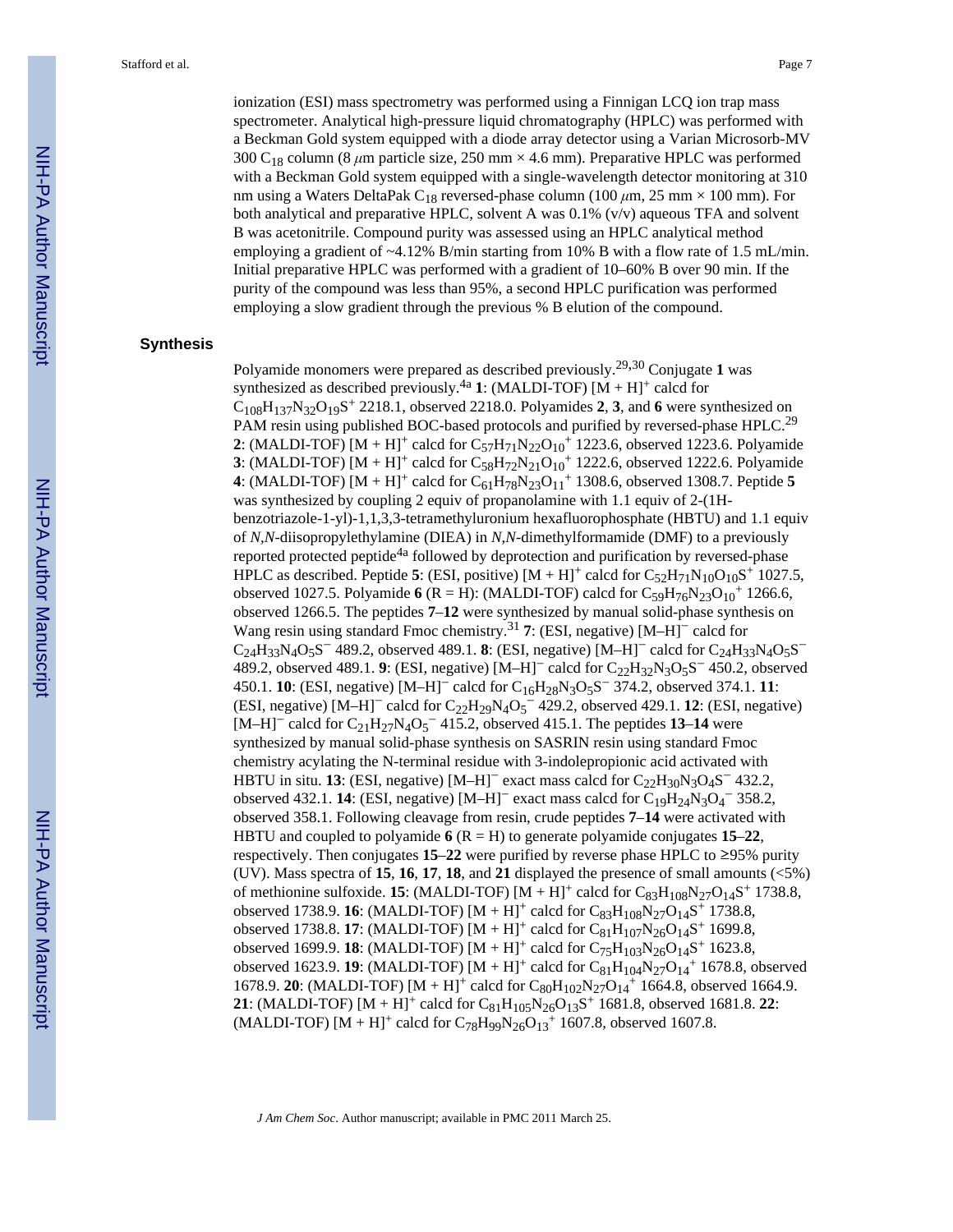ionization (ESI) mass spectrometry was performed using a Finnigan LCQ ion trap mass spectrometer. Analytical high-pressure liquid chromatography (HPLC) was performed with a Beckman Gold system equipped with a diode array detector using a Varian Microsorb-MV 300 $C_{18}$ column (8 $\mu$m particle size, 250 mm × 4.6 mm). Preparative HPLC was performed with a Beckman Gold system equipped with a single-wavelength detector monitoring at 310 nm using a Waters DeltaPak $C_{18}$ reversed-phase column (100 $\mu$m, 25 mm × 100 mm). For both analytical and preparative HPLC, solvent A was 0.1% (v/v) aqueous TFA and solvent B was acetonitrile. Compound purity was assessed using an HPLC analytical method employing a gradient of ~4.12% B/min starting from 10% B with a flow rate of 1.5 mL/min. Initial preparative HPLC was performed with a gradient of 10–60% B over 90 min. If the purity of the compound was less than 95%, a second HPLC purification was performed employing a slow gradient through the previous % B elution of the compound.

## Synthesis

Polyamide monomers were prepared as described previously.[29,30] Conjugate **1** was synthesized as described previously.[4a] **1**: (MALDI-TOF) $[M + H]^+$ calcd for $C_{108}H_{137}N_{32}O_{19}S^+$ 2218.1, observed 2218.0. Polyamides **2**, **3**, and **6** were synthesized on PAM resin using published BOC-based protocols and purified by reversed-phase HPLC.[29] **2**: (MALDI-TOF) $[M + H]^+$ calcd for $C_{57}H_{71}N_{22}O_{10}^+$ 1223.6, observed 1223.6. Polyamide **3**: (MALDI-TOF) $[M + H]^+$ calcd for $C_{58}H_{72}N_{21}O_{10}^+$ 1222.6, observed 1222.6. Polyamide **4**: (MALDI-TOF) $[M + H]^+$ calcd for $C_{61}H_{78}N_{23}O_{11}^+$ 1308.6, observed 1308.7. Peptide **5** was synthesized by coupling 2 equiv of propanolamine with 1.1 equiv of 2-(1H-benzotriazole-1-yl)-1,1,3,3-tetramethyluronium hexafluorophosphate (HBTU) and 1.1 equiv of *N*,*N*-diisopropylethylamine (DIEA) in *N*,*N*-dimethylformamide (DMF) to a previously reported protected peptide[4a] followed by deprotection and purification by reversed-phase HPLC as described. Peptide **5**: (ESI, positive) $[M + H]^+$ calcd for $C_{52}H_{71}N_{10}O_{10}S^+$ 1027.5, observed 1027.5. Polyamide **6** (R = H): (MALDI-TOF) calcd for $C_{59}H_{76}N_{23}O_{10}^+$ 1266.6, observed 1266.5. The peptides **7**–**12** were synthesized by manual solid-phase synthesis on Wang resin using standard Fmoc chemistry.[31] **7**: (ESI, negative) $[M–H]^-$ calcd for $C_{24}H_{33}N_4O_5S^-$ 489.2, observed 489.1. **8**: (ESI, negative) $[M–H]^-$ calcd for $C_{24}H_{33}N_4O_5S^-$ 489.2, observed 489.1. **9**: (ESI, negative) $[M–H]^-$ calcd for $C_{22}H_{32}N_3O_5S^-$ 450.2, observed 450.1. **10**: (ESI, negative) $[M–H]^-$ calcd for $C_{16}H_{28}N_3O_5S^-$ 374.2, observed 374.1. **11**: (ESI, negative) $[M–H]^-$ calcd for $C_{22}H_{29}N_4O_5^-$ 429.2, observed 429.1. **12**: (ESI, negative) $[M–H]^-$ calcd for $C_{21}H_{27}N_4O_5^-$ 415.2, observed 415.1. The peptides **13**–**14** were synthesized by manual solid-phase synthesis on SASRIN resin using standard Fmoc chemistry acylating the N-terminal residue with 3-indolepropionic acid activated with HBTU in situ. **13**: (ESI, negative) $[M–H]^-$ exact mass calcd for $C_{22}H_{30}N_3O_4S^-$ 432.2, observed 432.1. **14**: (ESI, negative) $[M–H]^-$ exact mass calcd for $C_{19}H_{24}N_3O_4^-$ 358.2, observed 358.1. Following cleavage from resin, crude peptides **7**–**14** were activated with HBTU and coupled to polyamide **6** (R = H) to generate polyamide conjugates **15**–**22**, respectively. Then conjugates **15**–**22** were purified by reverse phase HPLC to ≥95% purity (UV). Mass spectra of **15**, **16**, **17**, **18**, and **21** displayed the presence of small amounts (<5%) of methionine sulfoxide. **15**: (MALDI-TOF) $[M + H]^+$ calcd for $C_{83}H_{108}N_{27}O_{14}S^+$ 1738.8, observed 1738.9. **16**: (MALDI-TOF) $[M + H]^+$ calcd for $C_{83}H_{108}N_{27}O_{14}S^+$ 1738.8, observed 1738.8. **17**: (MALDI-TOF) $[M + H]^+$ calcd for $C_{81}H_{107}N_{26}O_{14}S^+$ 1699.8, observed 1699.9. **18**: (MALDI-TOF) $[M + H]^+$ calcd for $C_{75}H_{103}N_{26}O_{14}S^+$ 1623.8, observed 1623.9. **19**: (MALDI-TOF) $[M + H]^+$ calcd for $C_{81}H_{104}N_{27}O_{14}^+$ 1678.8, observed 1678.9. **20**: (MALDI-TOF) $[M + H]^+$ calcd for $C_{80}H_{102}N_{27}O_{14}^+$ 1664.8, observed 1664.9. **21**: (MALDI-TOF) $[M + H]^+$ calcd for $C_{81}H_{105}N_{26}O_{13}S^+$ 1681.8, observed 1681.8. **22**: (MALDI-TOF) $[M + H]^+$ calcd for $C_{78}H_{99}N_{26}O_{13}^+$ 1607.8, observed 1607.8.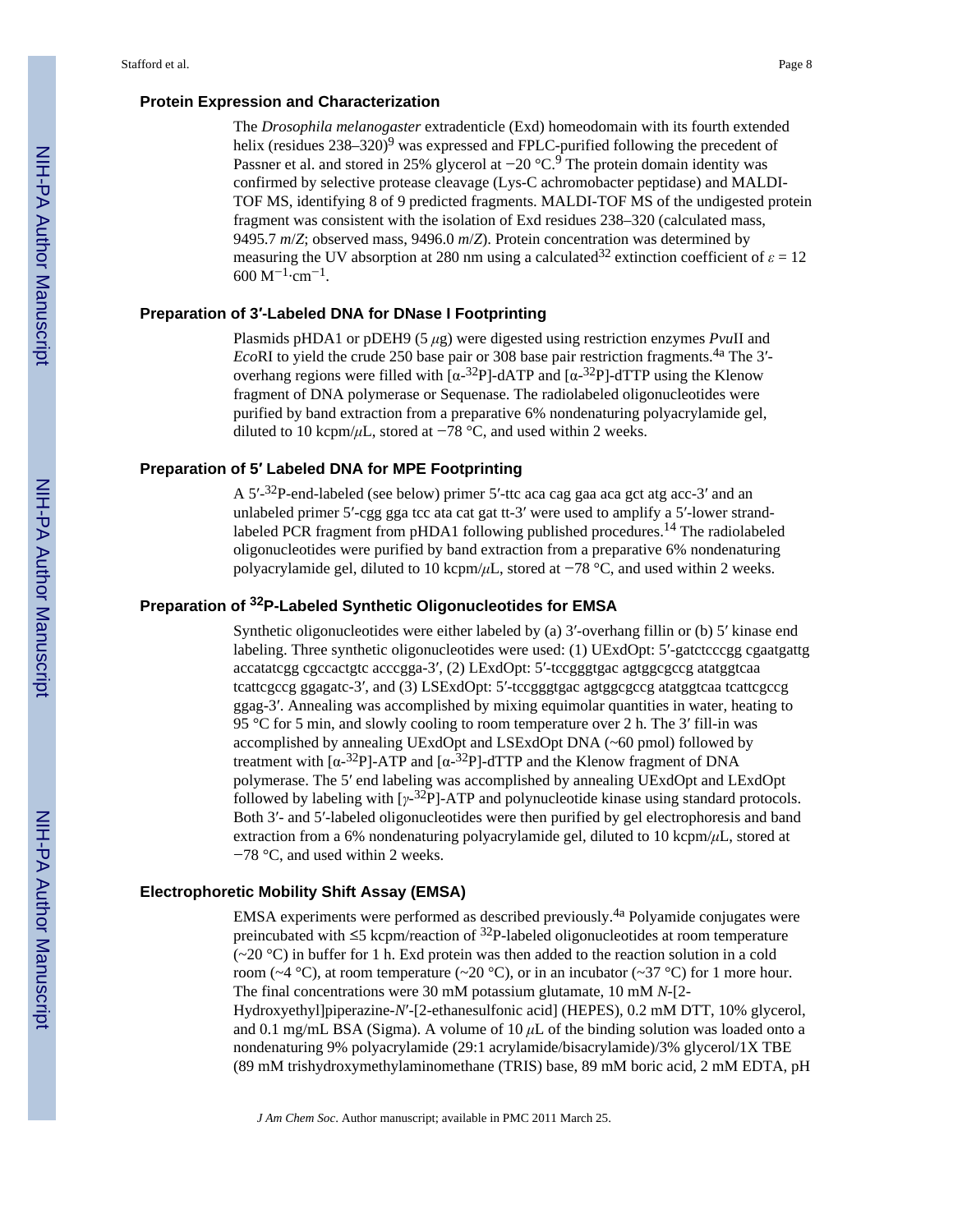### Protein Expression and Characterization

The *Drosophila melanogaster* extradenticle (Exd) homeodomain with its fourth extended helix (residues 238–320)[9] was expressed and FPLC-purified following the precedent of Passner et al. and stored in 25% glycerol at −20 °C.[9] The protein domain identity was confirmed by selective protease cleavage (Lys-C achromobacter peptidase) and MALDI-TOF MS, identifying 8 of 9 predicted fragments. MALDI-TOF MS of the undigested protein fragment was consistent with the isolation of Exd residues 238–320 (calculated mass, 9495.7 *m*/*Z*; observed mass, 9496.0 *m*/*Z*). Protein concentration was determined by measuring the UV absorption at 280 nm using a calculated[32] extinction coefficient of $\varepsilon$ = 12 600 $M^{-1}\cdot cm^{-1}$.

### Preparation of 3′-Labeled DNA for DNase I Footprinting

Plasmids pHDA1 or pDEH9 (5 $\mu$g) were digested using restriction enzymes *Pvu*II and *Eco*RI to yield the crude 250 base pair or 308 base pair restriction fragments.[4a] The 3′-overhang regions were filled with [α-$^{32}$P]-dATP and [α-$^{32}$P]-dTTP using the Klenow fragment of DNA polymerase or Sequenase. The radiolabeled oligonucleotides were purified by band extraction from a preparative 6% nondenaturing polyacrylamide gel, diluted to 10 kcpm/$\mu$L, stored at −78 °C, and used within 2 weeks.

### Preparation of 5′ Labeled DNA for MPE Footprinting

A 5′-$^{32}$P-end-labeled (see below) primer 5′-ttc aca cag gaa aca gct atg acc-3′ and an unlabeled primer 5′-cgg gga tcc ata cat gat tt-3′ were used to amplify a 5′-lower strand-labeled PCR fragment from pHDA1 following published procedures.[14] The radiolabeled oligonucleotides were purified by band extraction from a preparative 6% nondenaturing polyacrylamide gel, diluted to 10 kcpm/$\mu$L, stored at −78 °C, and used within 2 weeks.

### Preparation of $^{32}$P-Labeled Synthetic Oligonucleotides for EMSA

Synthetic oligonucleotides were either labeled by (a) 3′-overhang fillin or (b) 5′ kinase end labeling. Three synthetic oligonucleotides were used: (1) UExdOpt: 5′-gatctcccgg cgaatgattg accatatcgg cgccactgtc acccgga-3′, (2) LExdOpt: 5′-tccgggtgac agtggcgccg atatggtcaa tcattcgccg ggagatc-3′, and (3) LSExdOpt: 5′-tccgggtgac agtggcgccg atatggtcaa tcattcgccg ggag-3′. Annealing was accomplished by mixing equimolar quantities in water, heating to 95 °C for 5 min, and slowly cooling to room temperature over 2 h. The 3′ fill-in was accomplished by annealing UExdOpt and LSExdOpt DNA (~60 pmol) followed by treatment with [α-$^{32}$P]-ATP and [α-$^{32}$P]-dTTP and the Klenow fragment of DNA polymerase. The 5′ end labeling was accomplished by annealing UExdOpt and LExdOpt followed by labeling with [$\gamma$-$^{32}$P]-ATP and polynucleotide kinase using standard protocols. Both 3′- and 5′-labeled oligonucleotides were then purified by gel electrophoresis and band extraction from a 6% nondenaturing polyacrylamide gel, diluted to 10 kcpm/$\mu$L, stored at −78 °C, and used within 2 weeks.

### Electrophoretic Mobility Shift Assay (EMSA)

EMSA experiments were performed as described previously.[4a] Polyamide conjugates were preincubated with ≤5 kcpm/reaction of $^{32}$P-labeled oligonucleotides at room temperature (~20 °C) in buffer for 1 h. Exd protein was then added to the reaction solution in a cold room (~4 °C), at room temperature (~20 °C), or in an incubator (~37 °C) for 1 more hour. The final concentrations were 30 mM potassium glutamate, 10 mM *N*-[2-Hydroxyethyl]piperazine-*N*′-[2-ethanesulfonic acid] (HEPES), 0.2 mM DTT, 10% glycerol, and 0.1 mg/mL BSA (Sigma). A volume of 10 $\mu$L of the binding solution was loaded onto a nondenaturing 9% polyacrylamide (29:1 acrylamide/bisacrylamide)/3% glycerol/1X TBE (89 mM trishydroxymethylaminomethane (TRIS) base, 89 mM boric acid, 2 mM EDTA, pH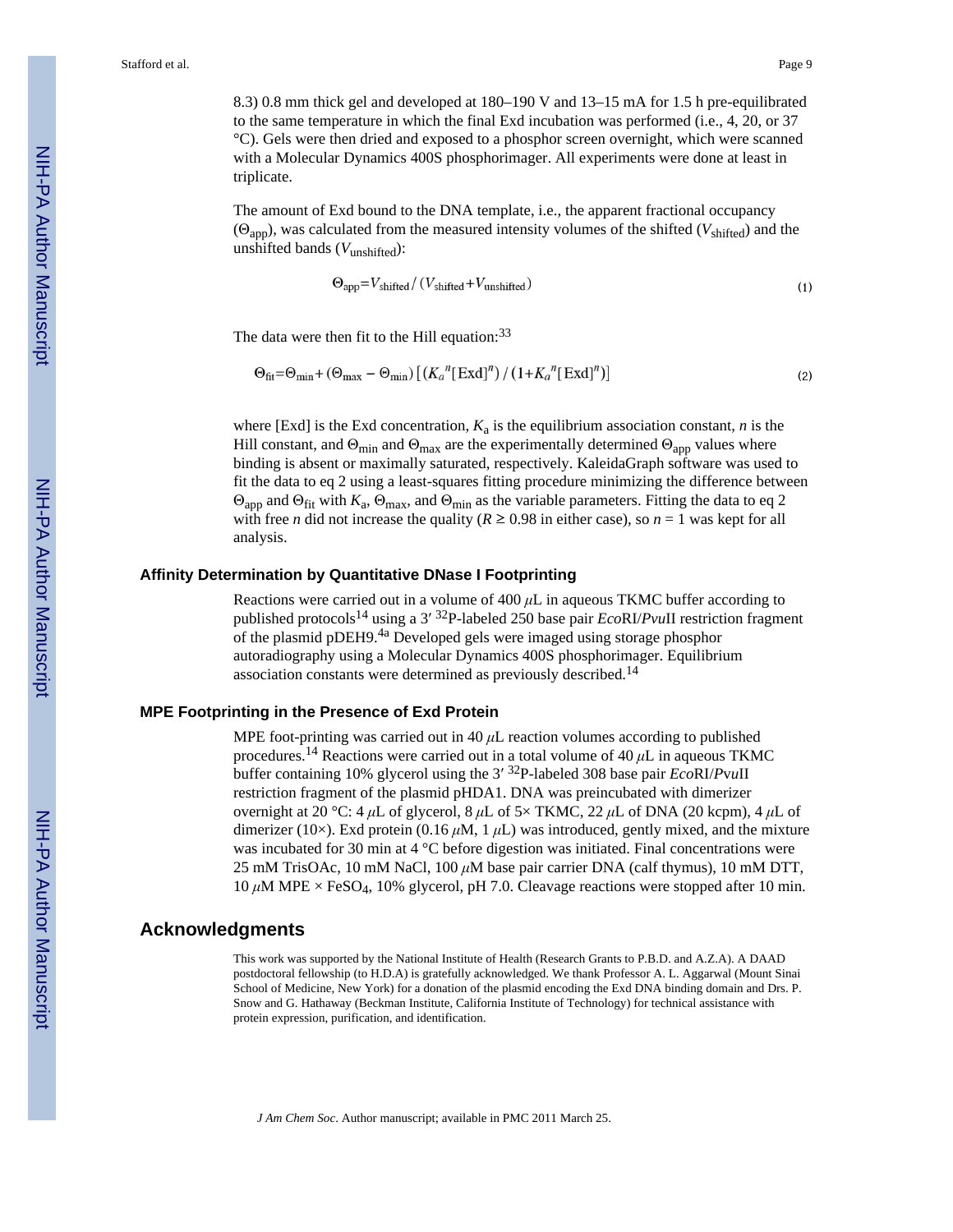8.3) 0.8 mm thick gel and developed at 180–190 V and 13–15 mA for 1.5 h pre-equilibrated to the same temperature in which the final Exd incubation was performed (i.e., 4, 20, or 37 °C). Gels were then dried and exposed to a phosphor screen overnight, which were scanned with a Molecular Dynamics 400S phosphorimager. All experiments were done at least in triplicate.

The amount of Exd bound to the DNA template, i.e., the apparent fractional occupancy ($\Theta_{app}$), was calculated from the measured intensity volumes of the shifted ($V_{shifted}$) and the unshifted bands ($V_{unshifted}$):

$$\Theta_{app} = V_{shifted} / (V_{shifted} + V_{unshifted}) \tag{1}$$

The data were then fit to the Hill equation:[33]

$$\Theta_{fit} = \Theta_{min} + (\Theta_{max} - \Theta_{min}) \left[ (K_a{}^n [\mathrm{Exd}]^n) / (1 + K_a{}^n [\mathrm{Exd}]^n) \right] \tag{2}$$

where [Exd] is the Exd concentration, $K_a$ is the equilibrium association constant, $n$ is the Hill constant, and $\Theta_{min}$ and $\Theta_{max}$ are the experimentally determined $\Theta_{app}$ values where binding is absent or maximally saturated, respectively. KaleidaGraph software was used to fit the data to eq 2 using a least-squares fitting procedure minimizing the difference between $\Theta_{app}$ and $\Theta_{fit}$ with $K_a$, $\Theta_{max}$, and $\Theta_{min}$ as the variable parameters. Fitting the data to eq 2 with free $n$ did not increase the quality ($R \geq 0.98$ in either case), so $n = 1$ was kept for all analysis.

### Affinity Determination by Quantitative DNase I Footprinting

Reactions were carried out in a volume of 400 $\mu$L in aqueous TKMC buffer according to published protocols[14] using a 3′ $^{32}$P-labeled 250 base pair *Eco*RI/*Pvu*II restriction fragment of the plasmid pDEH9.[4a] Developed gels were imaged using storage phosphor autoradiography using a Molecular Dynamics 400S phosphorimager. Equilibrium association constants were determined as previously described.[14]

### MPE Footprinting in the Presence of Exd Protein

MPE foot-printing was carried out in 40 $\mu$L reaction volumes according to published procedures.[14] Reactions were carried out in a total volume of 40 $\mu$L in aqueous TKMC buffer containing 10% glycerol using the 3′ $^{32}$P-labeled 308 base pair *Eco*RI/*Pvu*II restriction fragment of the plasmid pHDA1. DNA was preincubated with dimerizer overnight at 20 °C: 4 $\mu$L of glycerol, 8 $\mu$L of 5× TKMC, 22 $\mu$L of DNA (20 kcpm), 4 $\mu$L of dimerizer (10×). Exd protein (0.16 $\mu$M, 1 $\mu$L) was introduced, gently mixed, and the mixture was incubated for 30 min at 4 °C before digestion was initiated. Final concentrations were 25 mM TrisOAc, 10 mM NaCl, 100 $\mu$M base pair carrier DNA (calf thymus), 10 mM DTT, 10 $\mu$M MPE × $FeSO_4$, 10% glycerol, pH 7.0. Cleavage reactions were stopped after 10 min.

## Acknowledgments

This work was supported by the National Institute of Health (Research Grants to P.B.D. and A.Z.A). A DAAD postdoctoral fellowship (to H.D.A) is gratefully acknowledged. We thank Professor A. L. Aggarwal (Mount Sinai School of Medicine, New York) for a donation of the plasmid encoding the Exd DNA binding domain and Drs. P. Snow and G. Hathaway (Beckman Institute, California Institute of Technology) for technical assistance with protein expression, purification, and identification.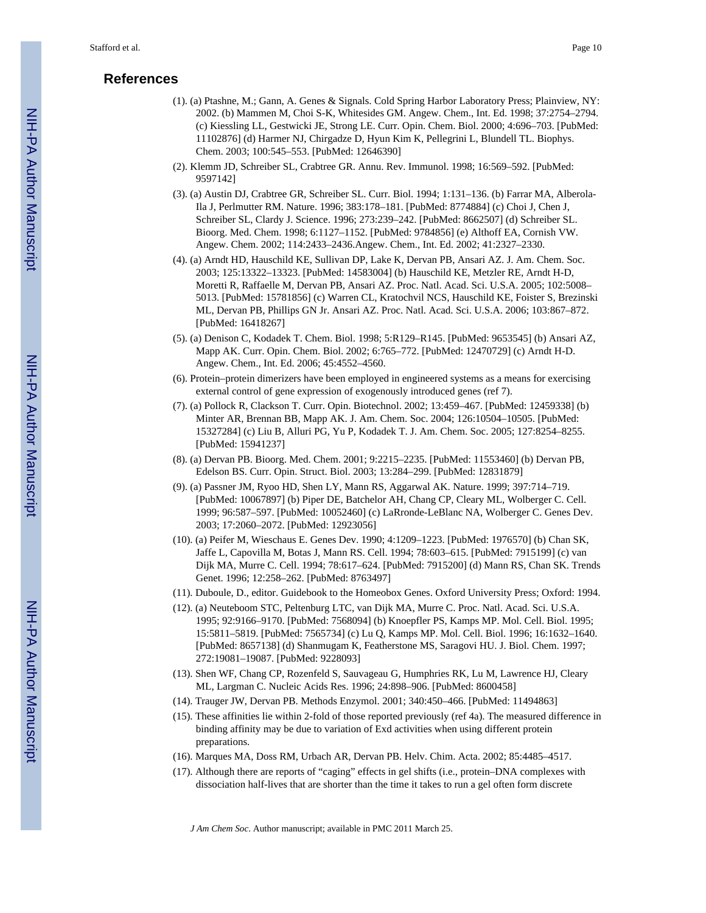## References

(1). (a) Ptashne, M.; Gann, A. Genes & Signals. Cold Spring Harbor Laboratory Press; Plainview, NY: 2002. (b) Mammen M, Choi S-K, Whitesides GM. Angew. Chem., Int. Ed. 1998; 37:2754–2794. (c) Kiessling LL, Gestwicki JE, Strong LE. Curr. Opin. Chem. Biol. 2000; 4:696–703. [PubMed: 11102876] (d) Harmer NJ, Chirgadze D, Hyun Kim K, Pellegrini L, Blundell TL. Biophys. Chem. 2003; 100:545–553. [PubMed: 12646390]

(2). Klemm JD, Schreiber SL, Crabtree GR. Annu. Rev. Immunol. 1998; 16:569–592. [PubMed: 9597142]

(3). (a) Austin DJ, Crabtree GR, Schreiber SL. Curr. Biol. 1994; 1:131–136. (b) Farrar MA, Alberola-Ila J, Perlmutter RM. Nature. 1996; 383:178–181. [PubMed: 8774884] (c) Choi J, Chen J, Schreiber SL, Clardy J. Science. 1996; 273:239–242. [PubMed: 8662507] (d) Schreiber SL. Bioorg. Med. Chem. 1998; 6:1127–1152. [PubMed: 9784856] (e) Althoff EA, Cornish VW. Angew. Chem. 2002; 114:2433–2436.Angew. Chem., Int. Ed. 2002; 41:2327–2330.

(4). (a) Arndt HD, Hauschild KE, Sullivan DP, Lake K, Dervan PB, Ansari AZ. J. Am. Chem. Soc. 2003; 125:13322–13323. [PubMed: 14583004] (b) Hauschild KE, Metzler RE, Arndt H-D, Moretti R, Raffaelle M, Dervan PB, Ansari AZ. Proc. Natl. Acad. Sci. U.S.A. 2005; 102:5008–5013. [PubMed: 15781856] (c) Warren CL, Kratochvil NCS, Hauschild KE, Foister S, Brezinski ML, Dervan PB, Phillips GN Jr. Ansari AZ. Proc. Natl. Acad. Sci. U.S.A. 2006; 103:867–872. [PubMed: 16418267]

(5). (a) Denison C, Kodadek T. Chem. Biol. 1998; 5:R129–R145. [PubMed: 9653545] (b) Ansari AZ, Mapp AK. Curr. Opin. Chem. Biol. 2002; 6:765–772. [PubMed: 12470729] (c) Arndt H-D. Angew. Chem., Int. Ed. 2006; 45:4552–4560.

(6). Protein–protein dimerizers have been employed in engineered systems as a means for exercising external control of gene expression of exogenously introduced genes (ref 7).

(7). (a) Pollock R, Clackson T. Curr. Opin. Biotechnol. 2002; 13:459–467. [PubMed: 12459338] (b) Minter AR, Brennan BB, Mapp AK. J. Am. Chem. Soc. 2004; 126:10504–10505. [PubMed: 15327284] (c) Liu B, Alluri PG, Yu P, Kodadek T. J. Am. Chem. Soc. 2005; 127:8254–8255. [PubMed: 15941237]

(8). (a) Dervan PB. Bioorg. Med. Chem. 2001; 9:2215–2235. [PubMed: 11553460] (b) Dervan PB, Edelson BS. Curr. Opin. Struct. Biol. 2003; 13:284–299. [PubMed: 12831879]

(9). (a) Passner JM, Ryoo HD, Shen LY, Mann RS, Aggarwal AK. Nature. 1999; 397:714–719. [PubMed: 10067897] (b) Piper DE, Batchelor AH, Chang CP, Cleary ML, Wolberger C. Cell. 1999; 96:587–597. [PubMed: 10052460] (c) LaRonde-LeBlanc NA, Wolberger C. Genes Dev. 2003; 17:2060–2072. [PubMed: 12923056]

(10). (a) Peifer M, Wieschaus E. Genes Dev. 1990; 4:1209–1223. [PubMed: 1976570] (b) Chan SK, Jaffe L, Capovilla M, Botas J, Mann RS. Cell. 1994; 78:603–615. [PubMed: 7915199] (c) van Dijk MA, Murre C. Cell. 1994; 78:617–624. [PubMed: 7915200] (d) Mann RS, Chan SK. Trends Genet. 1996; 12:258–262. [PubMed: 8763497]

(11). Duboule, D., editor. Guidebook to the Homeobox Genes. Oxford University Press; Oxford: 1994.

(12). (a) Neuteboom STC, Peltenburg LTC, van Dijk MA, Murre C. Proc. Natl. Acad. Sci. U.S.A. 1995; 92:9166–9170. [PubMed: 7568094] (b) Knoepfler PS, Kamps MP. Mol. Cell. Biol. 1995; 15:5811–5819. [PubMed: 7565734] (c) Lu Q, Kamps MP. Mol. Cell. Biol. 1996; 16:1632–1640. [PubMed: 8657138] (d) Shanmugam K, Featherstone MS, Saragovi HU. J. Biol. Chem. 1997; 272:19081–19087. [PubMed: 9228093]

(13). Shen WF, Chang CP, Rozenfeld S, Sauvageau G, Humphries RK, Lu M, Lawrence HJ, Cleary ML, Largman C. Nucleic Acids Res. 1996; 24:898–906. [PubMed: 8600458]

(14). Trauger JW, Dervan PB. Methods Enzymol. 2001; 340:450–466. [PubMed: 11494863]

(15). These affinities lie within 2-fold of those reported previously (ref 4a). The measured difference in binding affinity may be due to variation of Exd activities when using different protein preparations.

(16). Marques MA, Doss RM, Urbach AR, Dervan PB. Helv. Chim. Acta. 2002; 85:4485–4517.

(17). Although there are reports of "caging" effects in gel shifts (i.e., protein–DNA complexes with dissociation half-lives that are shorter than the time it takes to run a gel often form discrete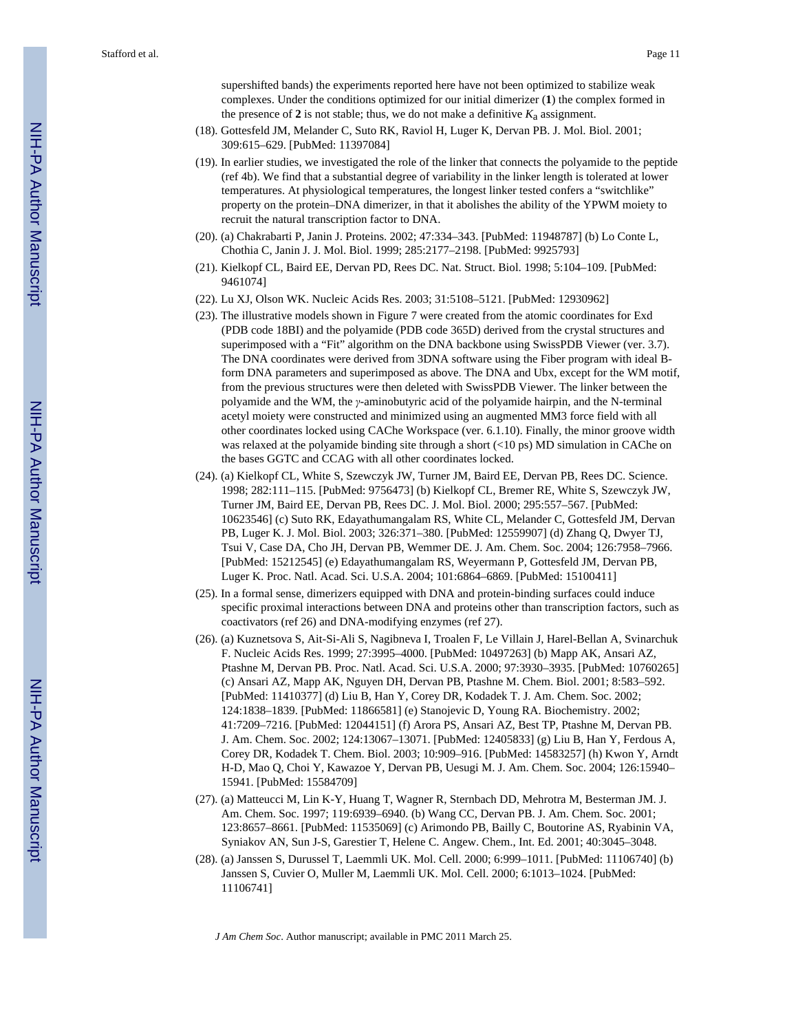supershifted bands) the experiments reported here have not been optimized to stabilize weak complexes. Under the conditions optimized for our initial dimerizer (**1**) the complex formed in the presence of **2** is not stable; thus, we do not make a definitive $K_a$ assignment.

(18). Gottesfeld JM, Melander C, Suto RK, Raviol H, Luger K, Dervan PB. J. Mol. Biol. 2001; 309:615–629. [PubMed: 11397084]

(19). In earlier studies, we investigated the role of the linker that connects the polyamide to the peptide (ref 4b). We find that a substantial degree of variability in the linker length is tolerated at lower temperatures. At physiological temperatures, the longest linker tested confers a "switchlike" property on the protein–DNA dimerizer, in that it abolishes the ability of the YPWM moiety to recruit the natural transcription factor to DNA.

(20). (a) Chakrabarti P, Janin J. Proteins. 2002; 47:334–343. [PubMed: 11948787] (b) Lo Conte L, Chothia C, Janin J. J. Mol. Biol. 1999; 285:2177–2198. [PubMed: 9925793]

(21). Kielkopf CL, Baird EE, Dervan PD, Rees DC. Nat. Struct. Biol. 1998; 5:104–109. [PubMed: 9461074]

(22). Lu XJ, Olson WK. Nucleic Acids Res. 2003; 31:5108–5121. [PubMed: 12930962]

(23). The illustrative models shown in Figure 7 were created from the atomic coordinates for Exd (PDB code 18BI) and the polyamide (PDB code 365D) derived from the crystal structures and superimposed with a "Fit" algorithm on the DNA backbone using SwissPDB Viewer (ver. 3.7). The DNA coordinates were derived from 3DNA software using the Fiber program with ideal B-form DNA parameters and superimposed as above. The DNA and Ubx, except for the WM motif, from the previous structures were then deleted with SwissPDB Viewer. The linker between the polyamide and the WM, the $\gamma$-aminobutyric acid of the polyamide hairpin, and the N-terminal acetyl moiety were constructed and minimized using an augmented MM3 force field with all other coordinates locked using CAChe Workspace (ver. 6.1.10). Finally, the minor groove width was relaxed at the polyamide binding site through a short (<10 ps) MD simulation in CAChe on the bases GGTC and CCAG with all other coordinates locked.

(24). (a) Kielkopf CL, White S, Szewczyk JW, Turner JM, Baird EE, Dervan PB, Rees DC. Science. 1998; 282:111–115. [PubMed: 9756473] (b) Kielkopf CL, Bremer RE, White S, Szewczyk JW, Turner JM, Baird EE, Dervan PB, Rees DC. J. Mol. Biol. 2000; 295:557–567. [PubMed: 10623546] (c) Suto RK, Edayathumangalam RS, White CL, Melander C, Gottesfeld JM, Dervan PB, Luger K. J. Mol. Biol. 2003; 326:371–380. [PubMed: 12559907] (d) Zhang Q, Dwyer TJ, Tsui V, Case DA, Cho JH, Dervan PB, Wemmer DE. J. Am. Chem. Soc. 2004; 126:7958–7966. [PubMed: 15212545] (e) Edayathumangalam RS, Weyermann P, Gottesfeld JM, Dervan PB, Luger K. Proc. Natl. Acad. Sci. U.S.A. 2004; 101:6864–6869. [PubMed: 15100411]

(25). In a formal sense, dimerizers equipped with DNA and protein-binding surfaces could induce specific proximal interactions between DNA and proteins other than transcription factors, such as coactivators (ref 26) and DNA-modifying enzymes (ref 27).

(26). (a) Kuznetsova S, Ait-Si-Ali S, Nagibneva I, Troalen F, Le Villain J, Harel-Bellan A, Svinarchuk F. Nucleic Acids Res. 1999; 27:3995–4000. [PubMed: 10497263] (b) Mapp AK, Ansari AZ, Ptashne M, Dervan PB. Proc. Natl. Acad. Sci. U.S.A. 2000; 97:3930–3935. [PubMed: 10760265] (c) Ansari AZ, Mapp AK, Nguyen DH, Dervan PB, Ptashne M. Chem. Biol. 2001; 8:583–592. [PubMed: 11410377] (d) Liu B, Han Y, Corey DR, Kodadek T. J. Am. Chem. Soc. 2002; 124:1838–1839. [PubMed: 11866581] (e) Stanojevic D, Young RA. Biochemistry. 2002; 41:7209–7216. [PubMed: 12044151] (f) Arora PS, Ansari AZ, Best TP, Ptashne M, Dervan PB. J. Am. Chem. Soc. 2002; 124:13067–13071. [PubMed: 12405833] (g) Liu B, Han Y, Ferdous A, Corey DR, Kodadek T. Chem. Biol. 2003; 10:909–916. [PubMed: 14583257] (h) Kwon Y, Arndt H-D, Mao Q, Choi Y, Kawazoe Y, Dervan PB, Uesugi M. J. Am. Chem. Soc. 2004; 126:15940–15941. [PubMed: 15584709]

(27). (a) Matteucci M, Lin K-Y, Huang T, Wagner R, Sternbach DD, Mehrotra M, Besterman JM. J. Am. Chem. Soc. 1997; 119:6939–6940. (b) Wang CC, Dervan PB. J. Am. Chem. Soc. 2001; 123:8657–8661. [PubMed: 11535069] (c) Arimondo PB, Bailly C, Boutorine AS, Ryabinin VA, Syniakov AN, Sun J-S, Garestier T, Helene C. Angew. Chem., Int. Ed. 2001; 40:3045–3048.

(28). (a) Janssen S, Durussel T, Laemmli UK. Mol. Cell. 2000; 6:999–1011. [PubMed: 11106740] (b) Janssen S, Cuvier O, Muller M, Laemmli UK. Mol. Cell. 2000; 6:1013–1024. [PubMed: 11106741]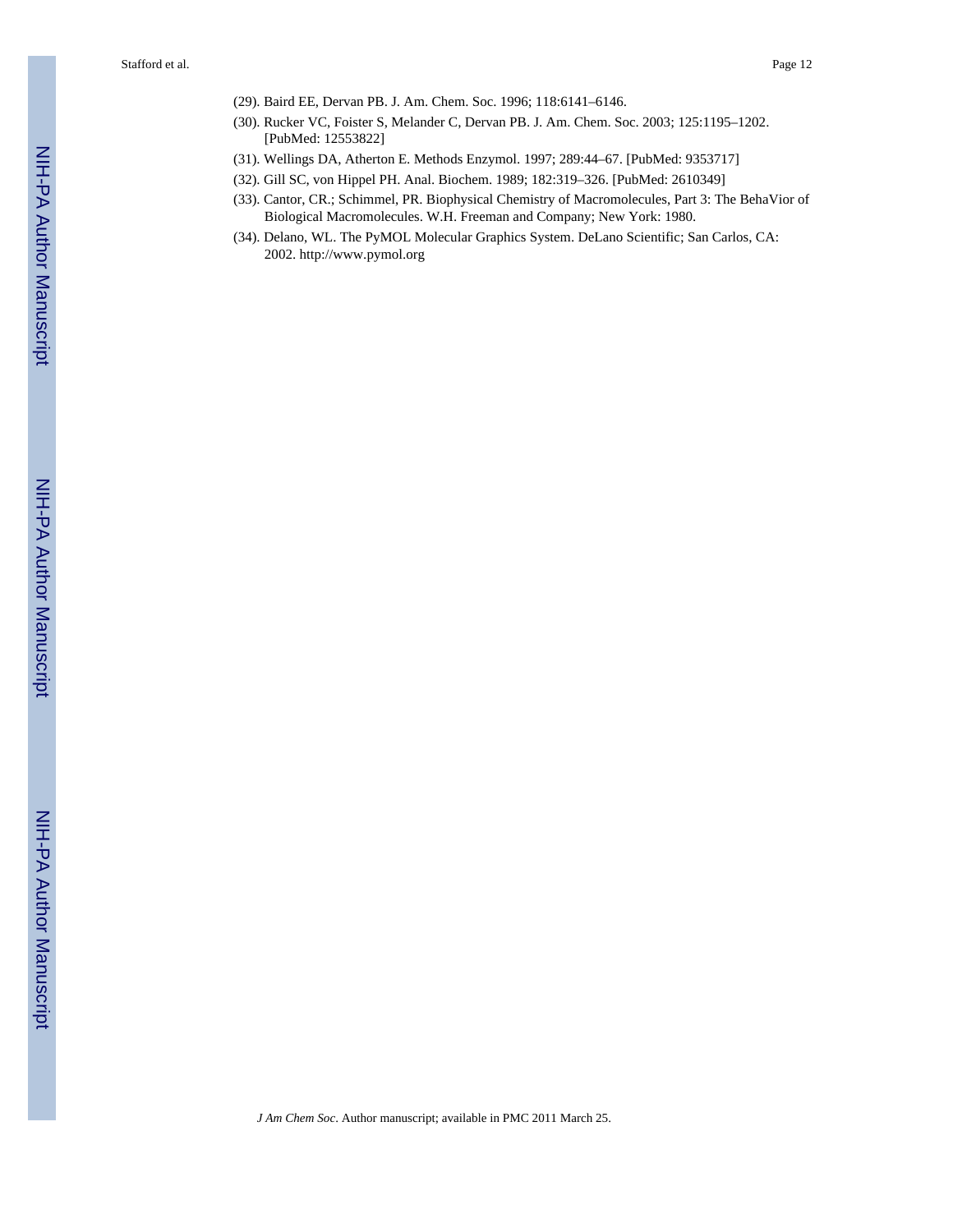(29). Baird EE, Dervan PB. J. Am. Chem. Soc. 1996; 118:6141–6146.

(30). Rucker VC, Foister S, Melander C, Dervan PB. J. Am. Chem. Soc. 2003; 125:1195–1202. [PubMed: 12553822]

(31). Wellings DA, Atherton E. Methods Enzymol. 1997; 289:44–67. [PubMed: 9353717]

(32). Gill SC, von Hippel PH. Anal. Biochem. 1989; 182:319–326. [PubMed: 2610349]

(33). Cantor, CR.; Schimmel, PR. Biophysical Chemistry of Macromolecules, Part 3: The BehaVior of Biological Macromolecules. W.H. Freeman and Company; New York: 1980.

(34). Delano, WL. The PyMOL Molecular Graphics System. DeLano Scientific; San Carlos, CA: 2002. http://www.pymol.org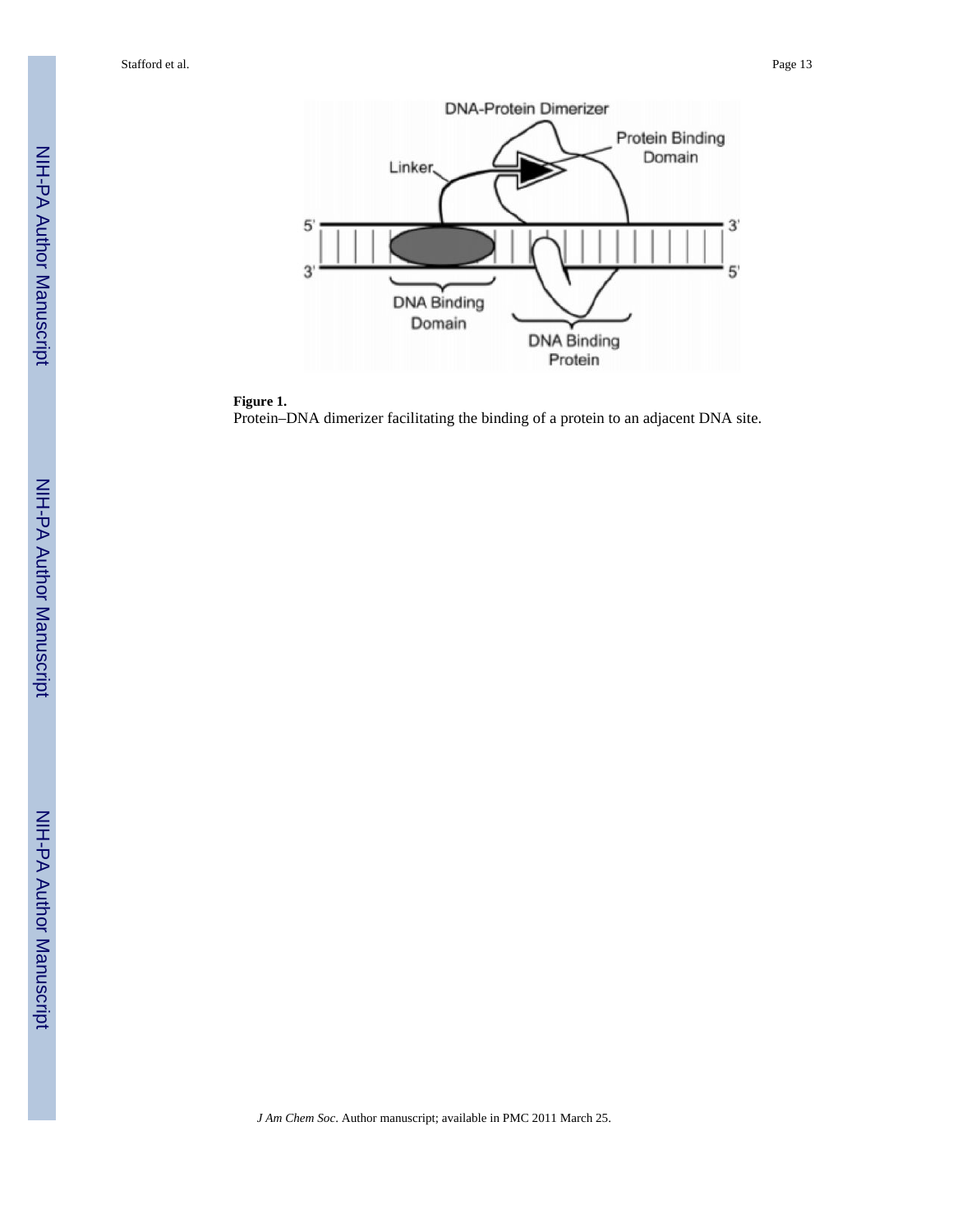**Figure 1.**

Protein–DNA dimerizer facilitating the binding of a protein to an adjacent DNA site.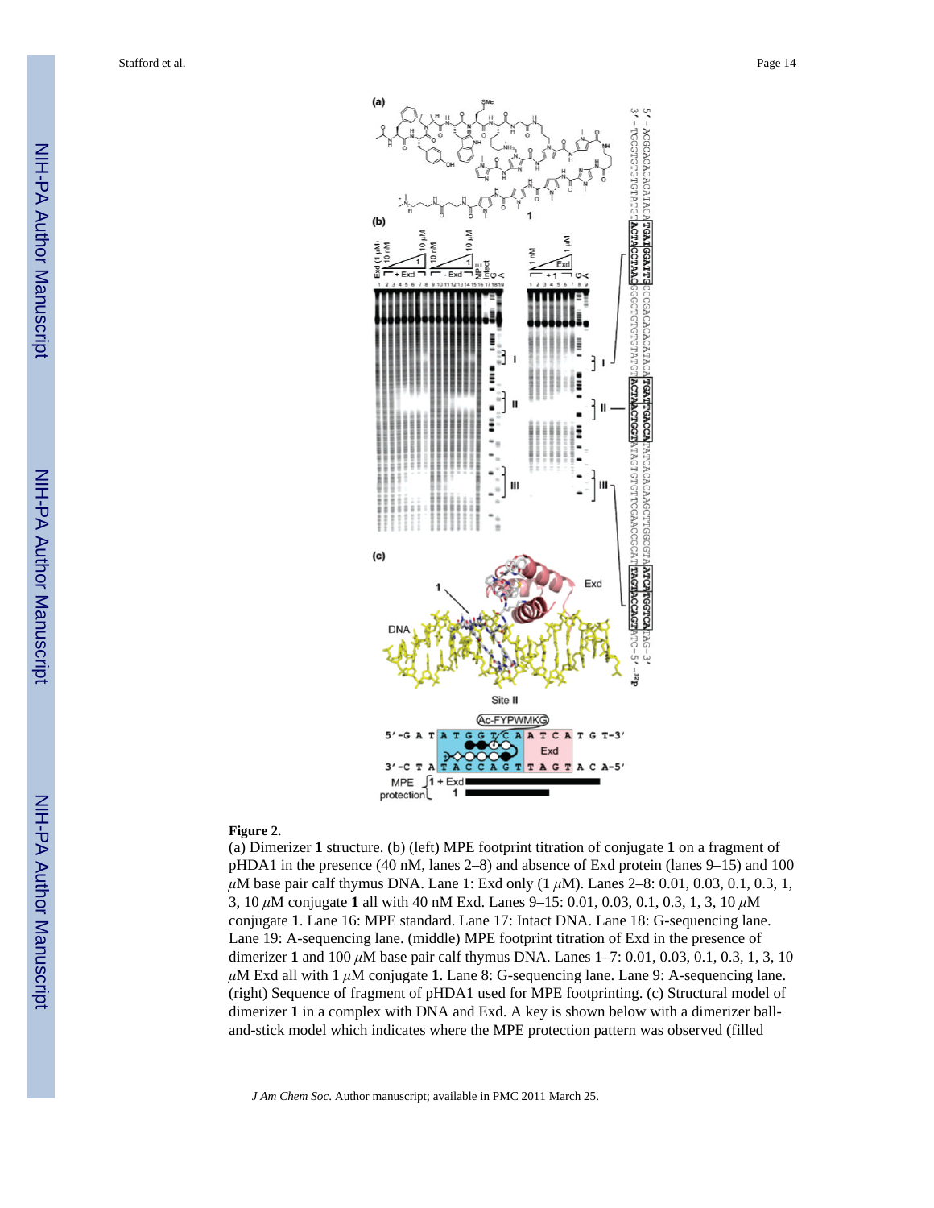**Figure 2.**

(a) Dimerizer **1** structure. (b) (left) MPE footprint titration of conjugate **1** on a fragment of pHDA1 in the presence (40 nM, lanes 2–8) and absence of Exd protein (lanes 9–15) and 100 $\mu$M base pair calf thymus DNA. Lane 1: Exd only (1 $\mu$M). Lanes 2–8: 0.01, 0.03, 0.1, 0.3, 1, 3, 10 $\mu$M conjugate **1** all with 40 nM Exd. Lanes 9–15: 0.01, 0.03, 0.1, 0.3, 1, 3, 10 $\mu$M conjugate **1**. Lane 16: MPE standard. Lane 17: Intact DNA. Lane 18: G-sequencing lane. Lane 19: A-sequencing lane. (middle) MPE footprint titration of Exd in the presence of dimerizer **1** and 100 $\mu$M base pair calf thymus DNA. Lanes 1–7: 0.01, 0.03, 0.1, 0.3, 1, 3, 10 $\mu$M Exd all with 1 $\mu$M conjugate **1**. Lane 8: G-sequencing lane. Lane 9: A-sequencing lane. (right) Sequence of fragment of pHDA1 used for MPE footprinting. (c) Structural model of dimerizer **1** in a complex with DNA and Exd. A key is shown below with a dimerizer ball-and-stick model which indicates where the MPE protection pattern was observed (filled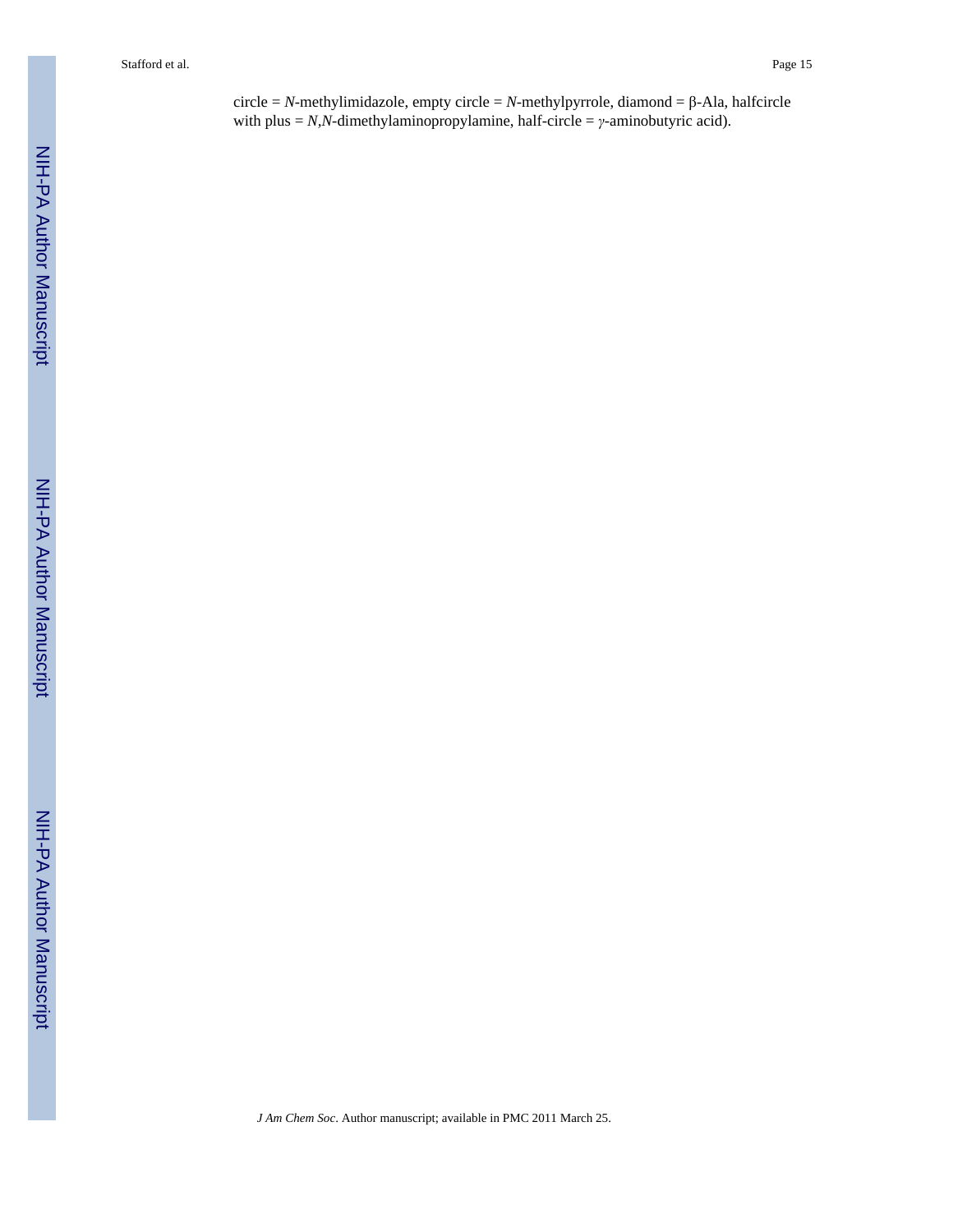circle = *N*-methylimidazole, empty circle = *N*-methylpyrrole, diamond = β-Ala, halfcircle with plus = *N*,*N*-dimethylaminopropylamine, half-circle = *γ*-aminobutyric acid).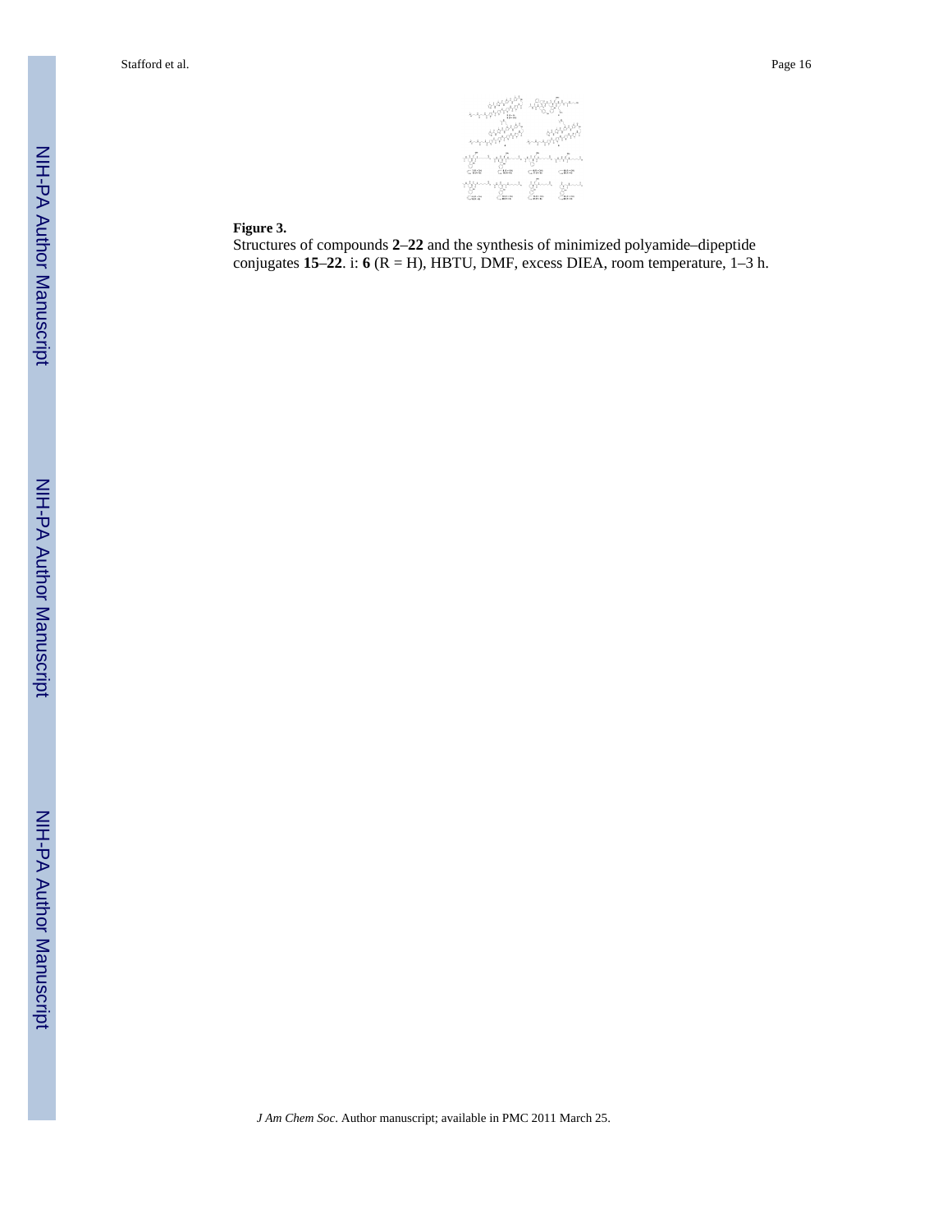**Figure 3.**

Structures of compounds **2**–**22** and the synthesis of minimized polyamide–dipeptide conjugates **15**–**22**. i: **6** (R = H), HBTU, DMF, excess DIEA, room temperature, 1–3 h.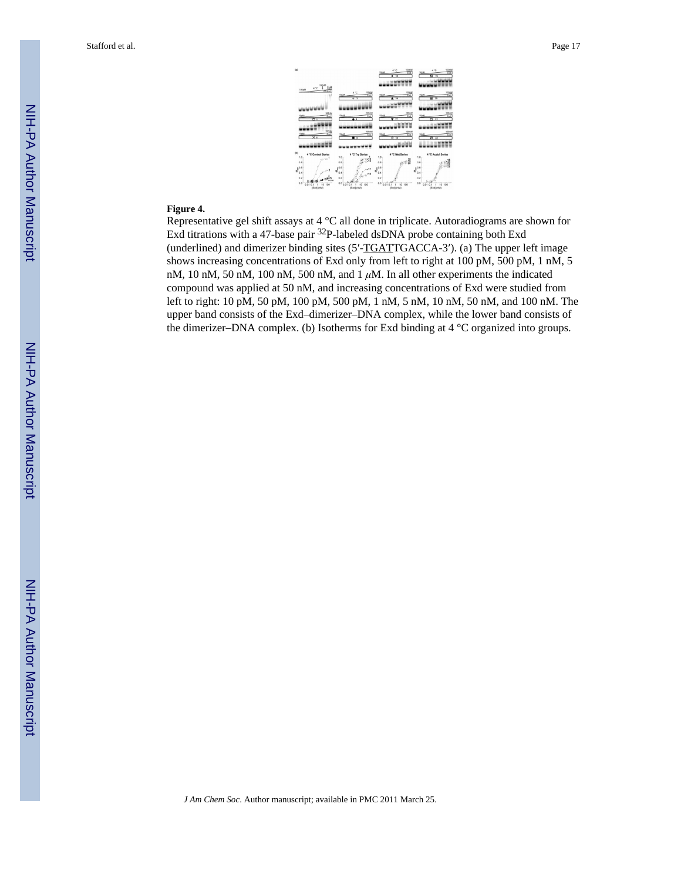**Figure 4.**

Representative gel shift assays at 4 °C all done in triplicate. Autoradiograms are shown for Exd titrations with a 47-base pair $^{32}$P-labeled dsDNA probe containing both Exd (underlined) and dimerizer binding sites (5′-<u>TGAT</u>TGACCA-3′). (a) The upper left image shows increasing concentrations of Exd only from left to right at 100 pM, 500 pM, 1 nM, 5 nM, 10 nM, 50 nM, 100 nM, 500 nM, and 1 $\mu$M. In all other experiments the indicated compound was applied at 50 nM, and increasing concentrations of Exd were studied from left to right: 10 pM, 50 pM, 100 pM, 500 pM, 1 nM, 5 nM, 10 nM, 50 nM, and 100 nM. The upper band consists of the Exd–dimerizer–DNA complex, while the lower band consists of the dimerizer–DNA complex. (b) Isotherms for Exd binding at 4 °C organized into groups.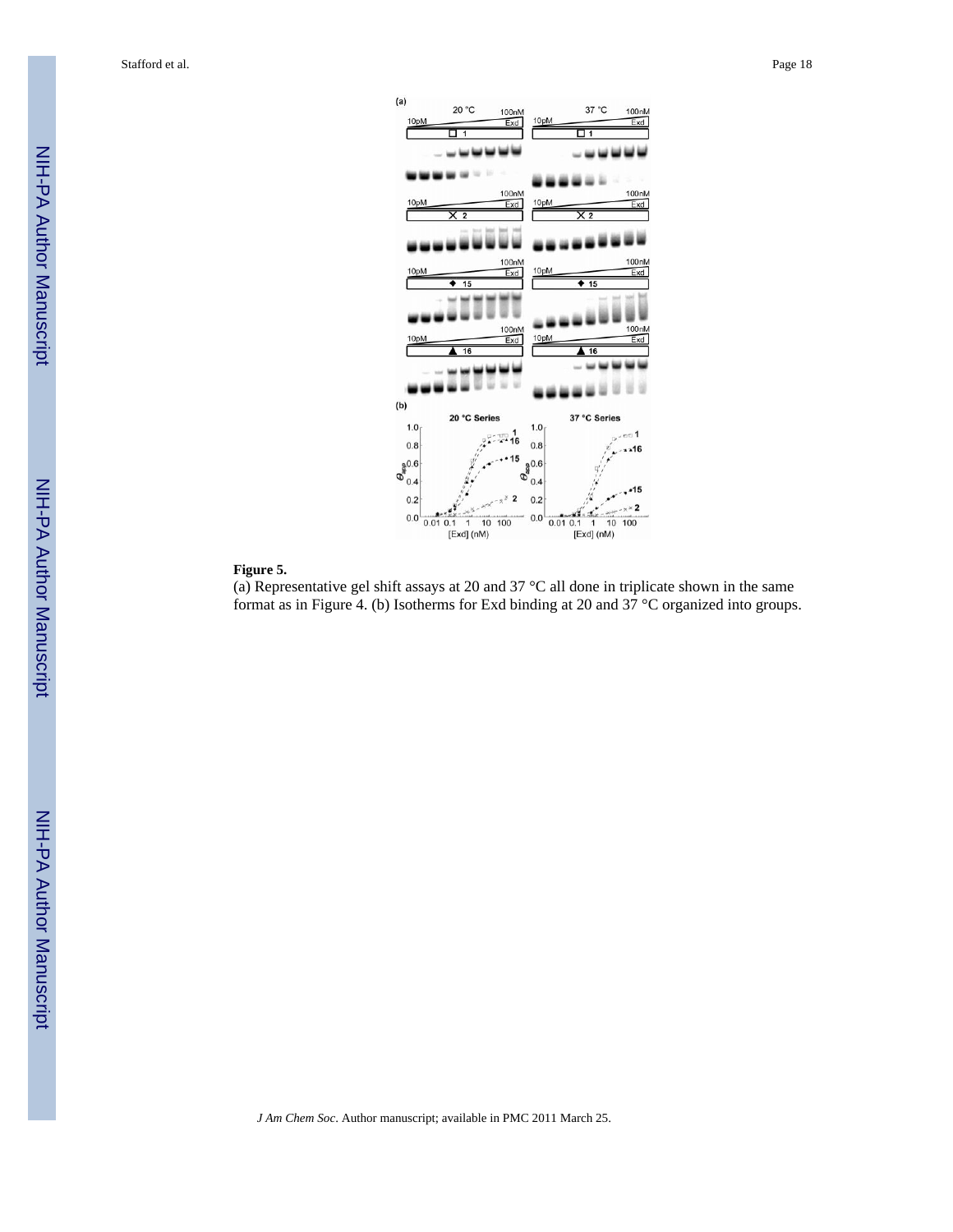**Figure 5.**

(a) Representative gel shift assays at 20 and 37 °C all done in triplicate shown in the same format as in Figure 4. (b) Isotherms for Exd binding at 20 and 37 °C organized into groups.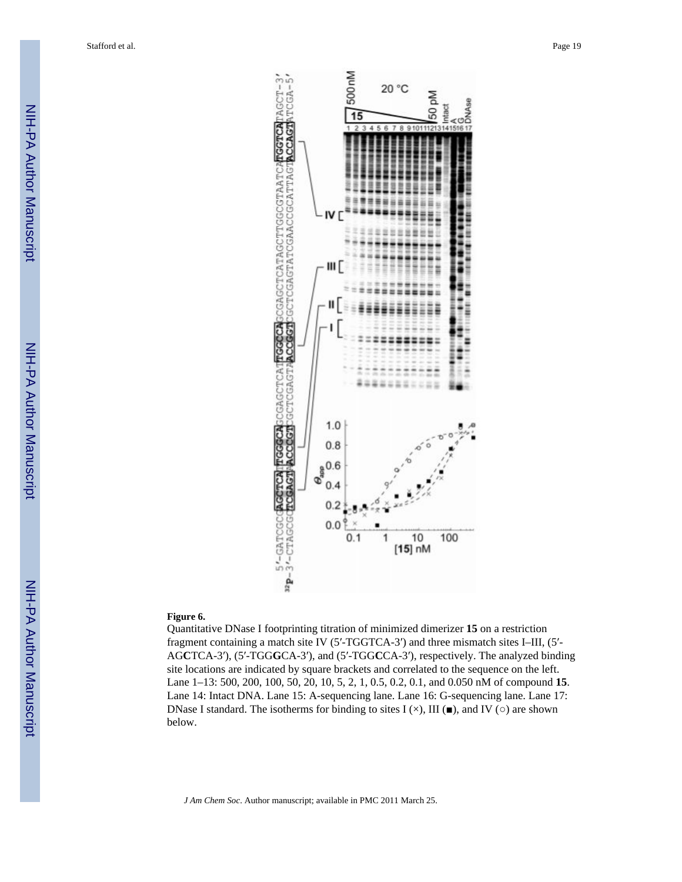**Figure 6.**

Quantitative DNase I footprinting titration of minimized dimerizer **15** on a restriction fragment containing a match site IV (5′-TGGTCA-3′) and three mismatch sites I–III, (5′-AG**C**TCA-3′), (5′-TGG**G**CA-3′), and (5′-TGG**C**CA-3′), respectively. The analyzed binding site locations are indicated by square brackets and correlated to the sequence on the left. Lane 1–13: 500, 200, 100, 50, 20, 10, 5, 2, 1, 0.5, 0.2, 0.1, and 0.050 nM of compound **15**. Lane 14: Intact DNA. Lane 15: A-sequencing lane. Lane 16: G-sequencing lane. Lane 17: DNase I standard. The isotherms for binding to sites I (×), III (■), and IV (○) are shown below.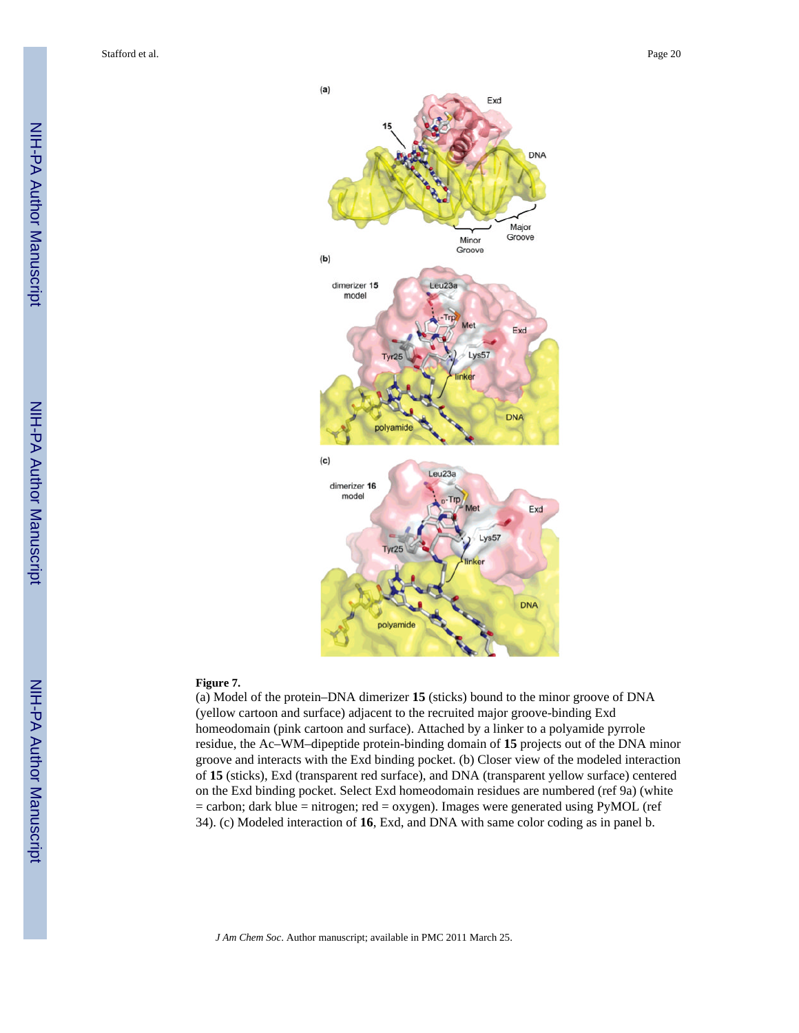**Figure 7.**

(a) Model of the protein–DNA dimerizer **15** (sticks) bound to the minor groove of DNA (yellow cartoon and surface) adjacent to the recruited major groove-binding Exd homeodomain (pink cartoon and surface). Attached by a linker to a polyamide pyrrole residue, the Ac–WM–dipeptide protein-binding domain of **15** projects out of the DNA minor groove and interacts with the Exd binding pocket. (b) Closer view of the modeled interaction of **15** (sticks), Exd (transparent red surface), and DNA (transparent yellow surface) centered on the Exd binding pocket. Select Exd homeodomain residues are numbered (ref 9a) (white = carbon; dark blue = nitrogen; red = oxygen). Images were generated using PyMOL (ref 34). (c) Modeled interaction of **16**, Exd, and DNA with same color coding as in panel b.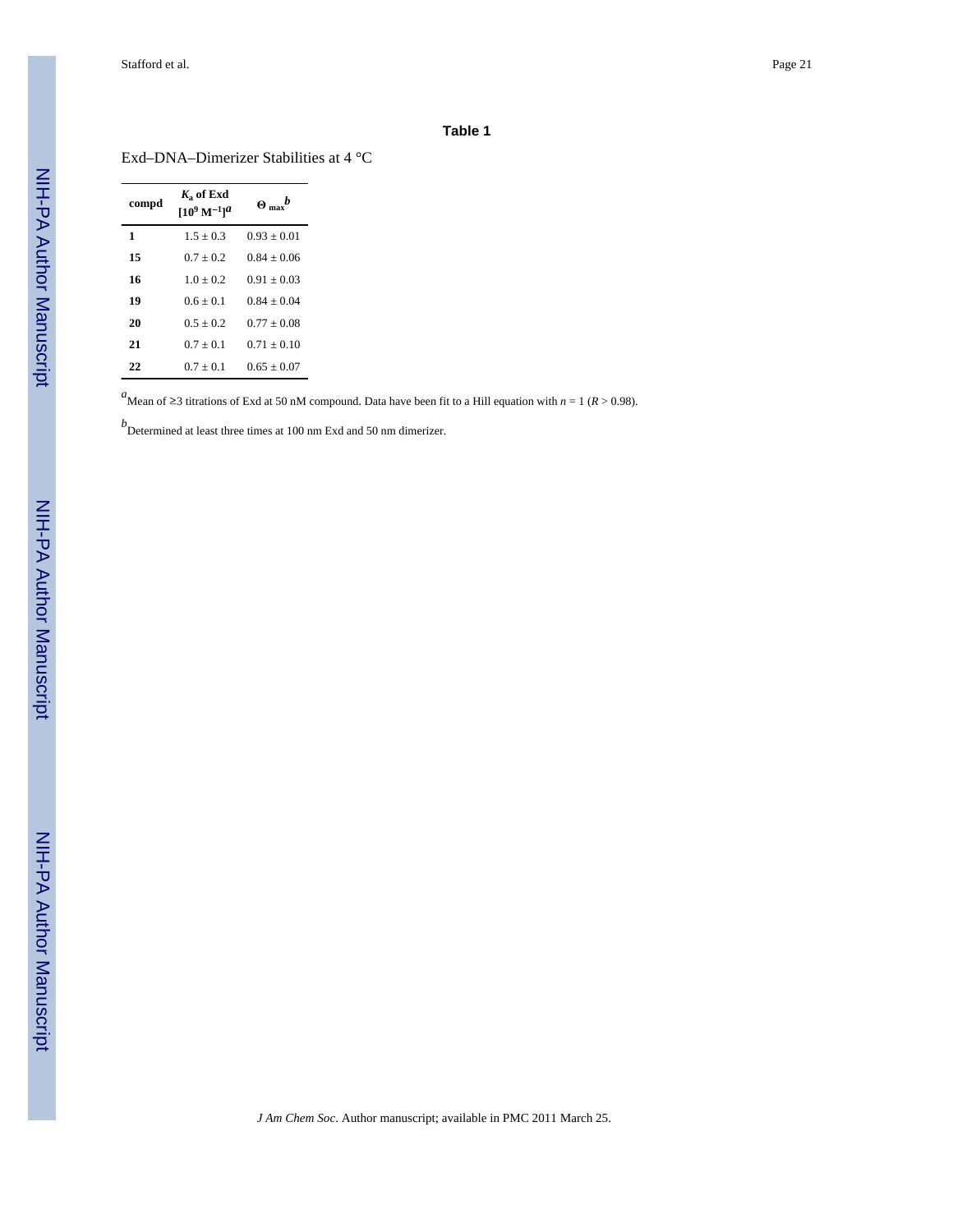## Table 1

Exd–DNA–Dimerizer Stabilities at 4 °C

| compd | $K_a$ of Exd [$10^9$ $M^{-1}$][a] | $\Theta_{max}$[b] |
|---|---|---|
| **1** | 1.5 ± 0.3 | 0.93 ± 0.01 |
| **15** | 0.7 ± 0.2 | 0.84 ± 0.06 |
| **16** | 1.0 ± 0.2 | 0.91 ± 0.03 |
| **19** | 0.6 ± 0.1 | 0.84 ± 0.04 |
| **20** | 0.5 ± 0.2 | 0.77 ± 0.08 |
| **21** | 0.7 ± 0.1 | 0.71 ± 0.10 |
| **22** | 0.7 ± 0.1 | 0.65 ± 0.07 |

[a]Mean of ≥3 titrations of Exd at 50 nM compound. Data have been fit to a Hill equation with $n = 1$ ($R > 0.98$).

[b]Determined at least three times at 100 nm Exd and 50 nm dimerizer.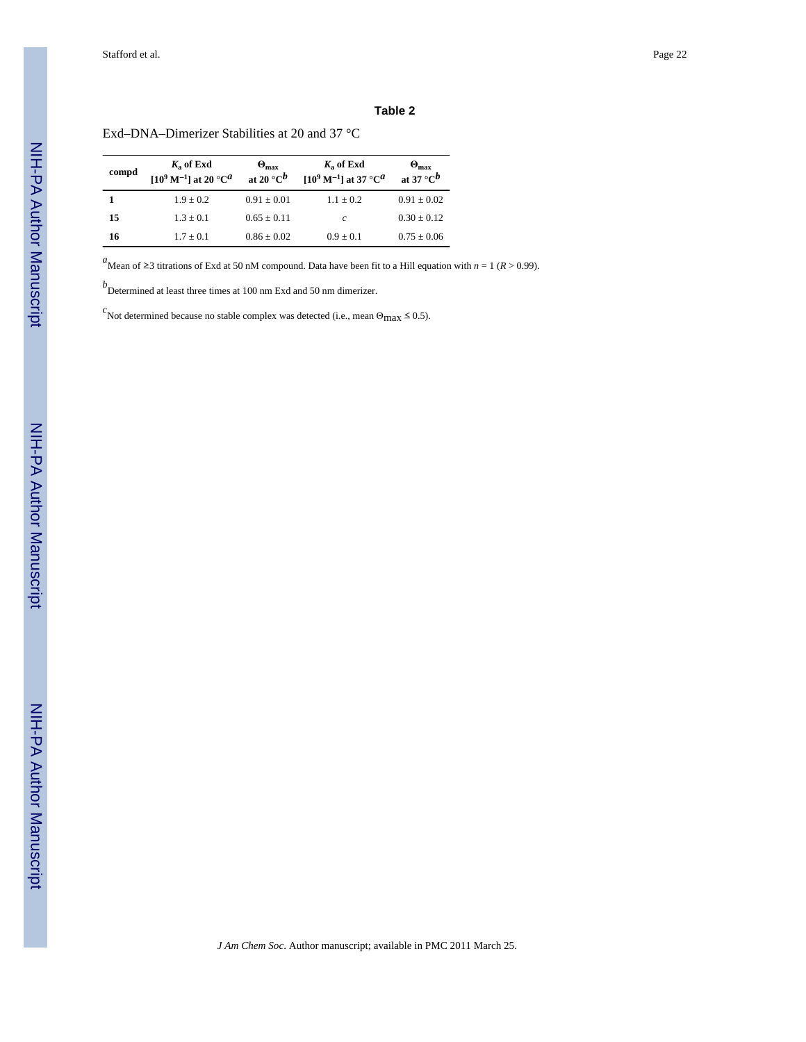**Table 2**

Exd–DNA–Dimerizer Stabilities at 20 and 37 °C

| compd | $K_a$ of Exd $[10^9\ M^{-1}]$ at 20 °C[a] | $\Theta_{max}$ at 20 °C[b] | $K_a$ of Exd $[10^9\ M^{-1}]$ at 37 °C[a] | $\Theta_{max}$ at 37 °C[b] |
|---|---|---|---|---|
| **1** | 1.9 ± 0.2 | 0.91 ± 0.01 | 1.1 ± 0.2 | 0.91 ± 0.02 |
| **15** | 1.3 ± 0.1 | 0.65 ± 0.11 | *c* | 0.30 ± 0.12 |
| **16** | 1.7 ± 0.1 | 0.86 ± 0.02 | 0.9 ± 0.1 | 0.75 ± 0.06 |

[a]Mean of ≥3 titrations of Exd at 50 nM compound. Data have been fit to a Hill equation with $n = 1$ ($R > 0.99$).

[b]Determined at least three times at 100 nm Exd and 50 nm dimerizer.

[c]Not determined because no stable complex was detected (i.e., mean $\Theta_{max} \leq 0.5$).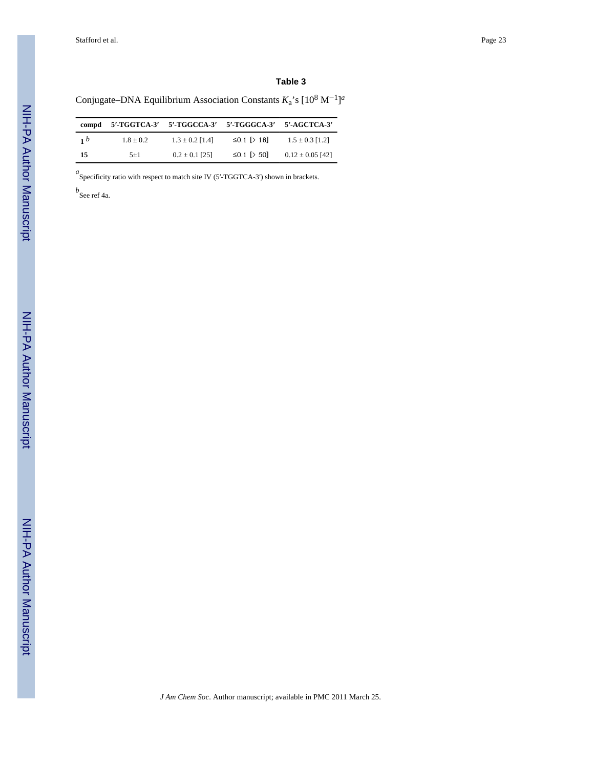**Table 3**

Conjugate–DNA Equilibrium Association Constants $K_a$'s [$10^8$ $M^{-1}$][a]

| compd | 5′-TGGTCA-3′ | 5′-TGGCCA-3′ | 5′-TGGGCA-3′ | 5′-AGCTCA-3′ |
|---|---|---|---|---|
| **1** [b] | 1.8 ± 0.2 | 1.3 ± 0.2 [1.4] | ≤0.1 [> 18] | 1.5 ± 0.3 [1.2] |
| **15** | 5±1 | 0.2 ± 0.1 [25] | ≤0.1 [> 50] | 0.12 ± 0.05 [42] |

[a] Specificity ratio with respect to match site IV (5′-TGGTCA-3′) shown in brackets.

[b] See ref 4a.